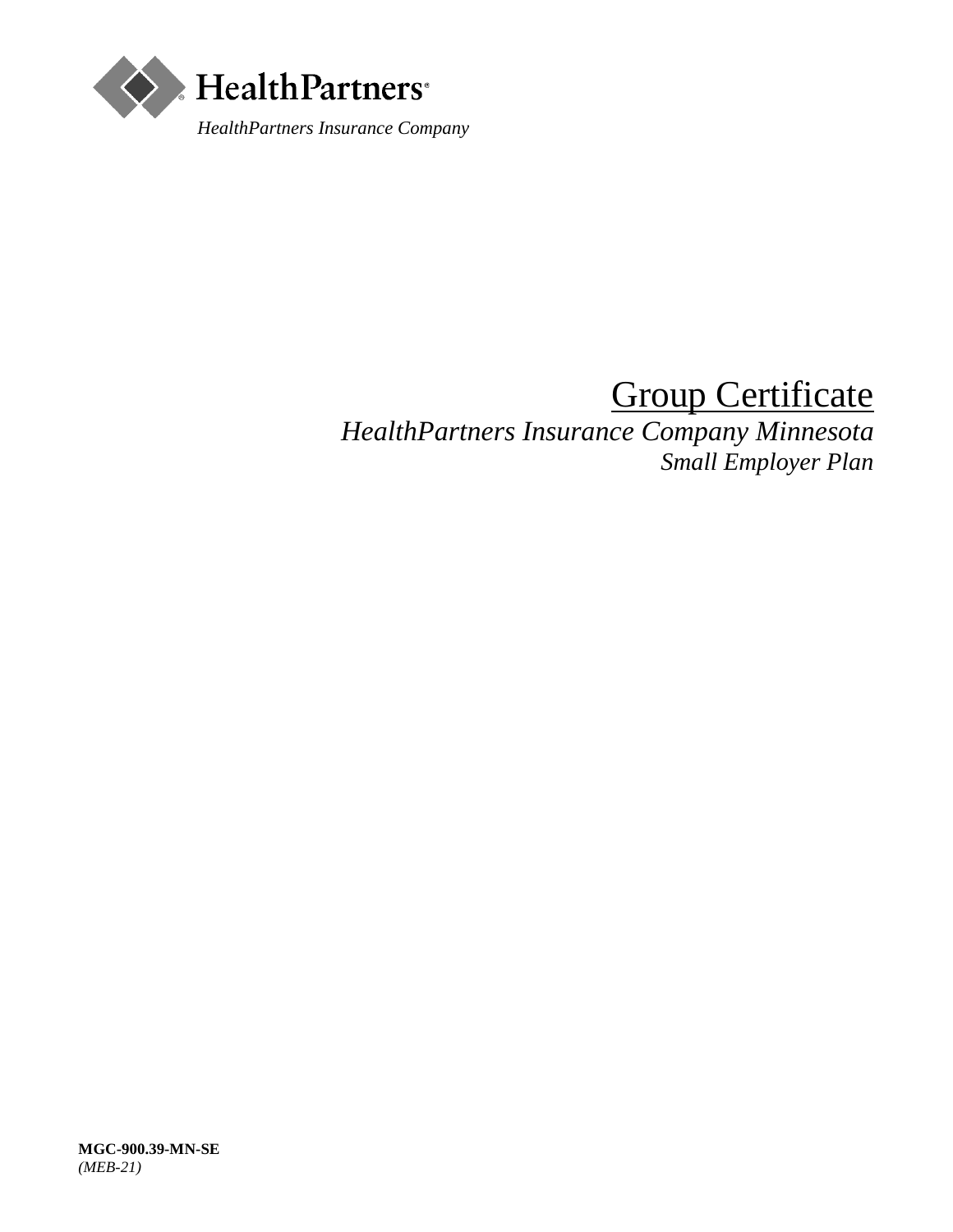HealthPartners®

*HealthPartners Insurance Company*

# Group Certificate

*HealthPartners Insurance Company Minnesota*

*Small Employer Plan*

**MGC-900.39-MN-SE**
*(MEB-21)*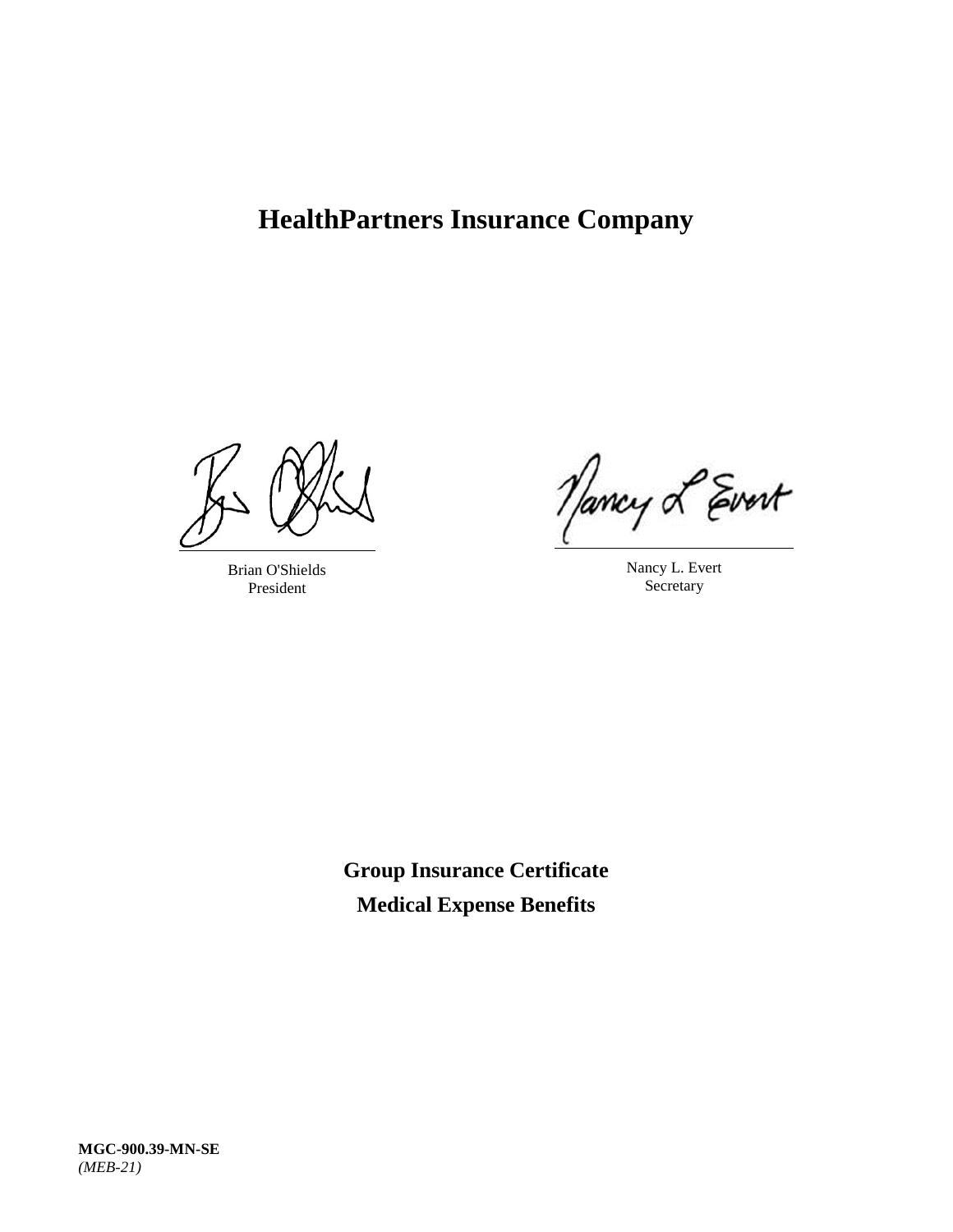# HealthPartners Insurance Company

Brian O'Shields
President

Nancy L. Evert
Secretary

## Group Insurance Certificate

## Medical Expense Benefits

**MGC-900.39-MN-SE**
*(MEB-21)*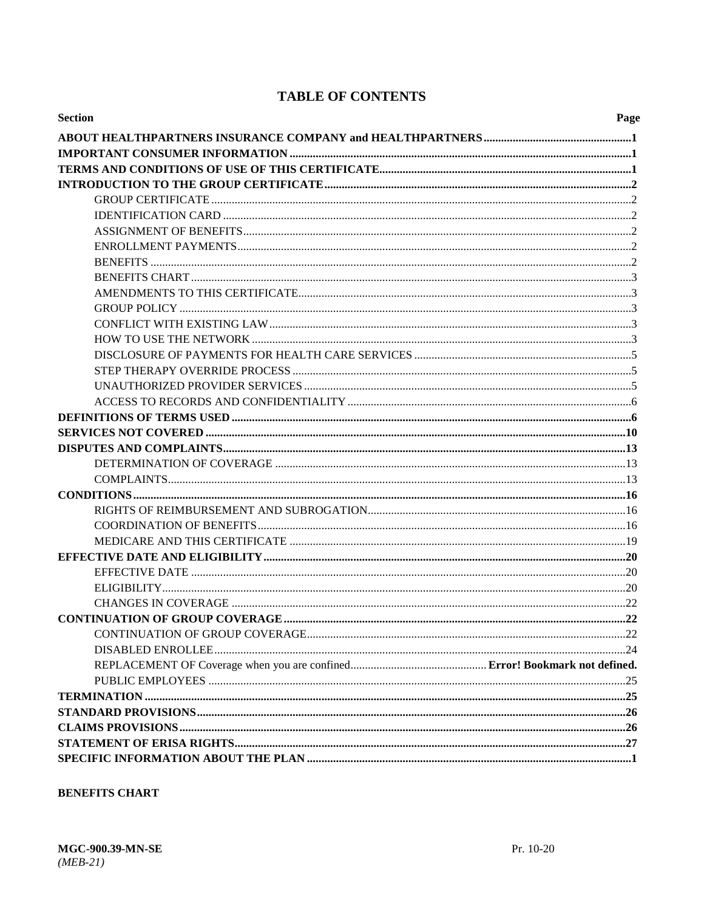# TABLE OF CONTENTS

| Section | Page |
|---|---|
| **ABOUT HEALTHPARTNERS INSURANCE COMPANY and HEALTHPARTNERS** | **1** |
| **IMPORTANT CONSUMER INFORMATION** | **1** |
| **TERMS AND CONDITIONS OF USE OF THIS CERTIFICATE** | **1** |
| **INTRODUCTION TO THE GROUP CERTIFICATE** | **2** |
| GROUP CERTIFICATE | 2 |
| IDENTIFICATION CARD | 2 |
| ASSIGNMENT OF BENEFITS | 2 |
| ENROLLMENT PAYMENTS | 2 |
| BENEFITS | 2 |
| BENEFITS CHART | 3 |
| AMENDMENTS TO THIS CERTIFICATE | 3 |
| GROUP POLICY | 3 |
| CONFLICT WITH EXISTING LAW | 3 |
| HOW TO USE THE NETWORK | 3 |
| DISCLOSURE OF PAYMENTS FOR HEALTH CARE SERVICES | 5 |
| STEP THERAPY OVERRIDE PROCESS | 5 |
| UNAUTHORIZED PROVIDER SERVICES | 5 |
| ACCESS TO RECORDS AND CONFIDENTIALITY | 6 |
| **DEFINITIONS OF TERMS USED** | **6** |
| **SERVICES NOT COVERED** | **10** |
| **DISPUTES AND COMPLAINTS** | **13** |
| DETERMINATION OF COVERAGE | 13 |
| COMPLAINTS | 13 |
| **CONDITIONS** | **16** |
| RIGHTS OF REIMBURSEMENT AND SUBROGATION | 16 |
| COORDINATION OF BENEFITS | 16 |
| MEDICARE AND THIS CERTIFICATE | 19 |
| **EFFECTIVE DATE AND ELIGIBILITY** | **20** |
| EFFECTIVE DATE | 20 |
| ELIGIBILITY | 20 |
| CHANGES IN COVERAGE | 22 |
| **CONTINUATION OF GROUP COVERAGE** | **22** |
| CONTINUATION OF GROUP COVERAGE | 22 |
| DISABLED ENROLLEE | 24 |
| REPLACEMENT OF Coverage when you are confined | **Error! Bookmark not defined.** |
| PUBLIC EMPLOYEES | 25 |
| **TERMINATION** | **25** |
| **STANDARD PROVISIONS** | **26** |
| **CLAIMS PROVISIONS** | **26** |
| **STATEMENT OF ERISA RIGHTS** | **27** |
| **SPECIFIC INFORMATION ABOUT THE PLAN** | **1** |

**BENEFITS CHART**

**MGC-900.39-MN-SE** Pr. 10-20
*(MEB-21)*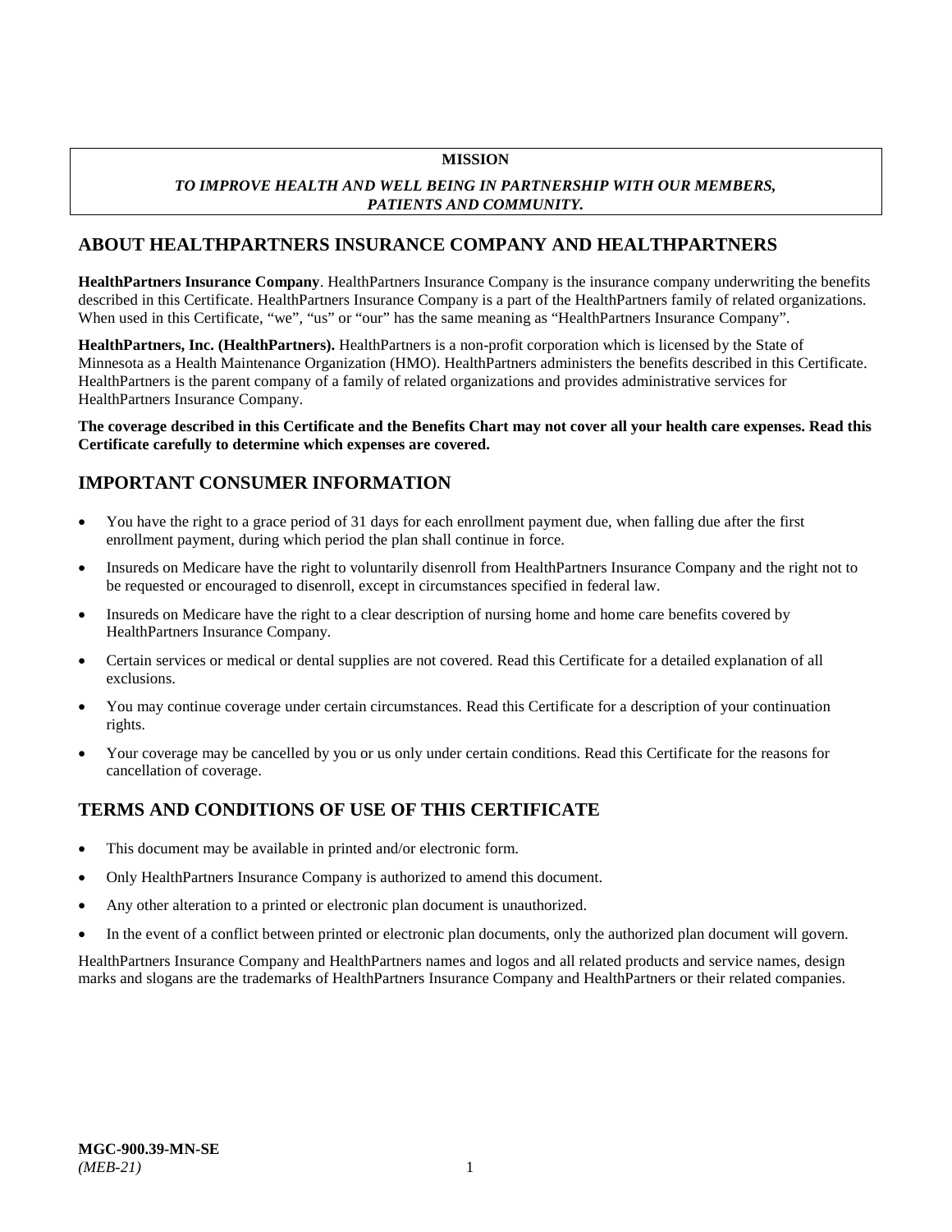**MISSION**

***TO IMPROVE HEALTH AND WELL BEING IN PARTNERSHIP WITH OUR MEMBERS, PATIENTS AND COMMUNITY.***

## ABOUT HEALTHPARTNERS INSURANCE COMPANY AND HEALTHPARTNERS

**HealthPartners Insurance Company**. HealthPartners Insurance Company is the insurance company underwriting the benefits described in this Certificate. HealthPartners Insurance Company is a part of the HealthPartners family of related organizations. When used in this Certificate, "we", "us" or "our" has the same meaning as "HealthPartners Insurance Company".

**HealthPartners, Inc. (HealthPartners).** HealthPartners is a non-profit corporation which is licensed by the State of Minnesota as a Health Maintenance Organization (HMO). HealthPartners administers the benefits described in this Certificate. HealthPartners is the parent company of a family of related organizations and provides administrative services for HealthPartners Insurance Company.

**The coverage described in this Certificate and the Benefits Chart may not cover all your health care expenses. Read this Certificate carefully to determine which expenses are covered.**

## IMPORTANT CONSUMER INFORMATION

- You have the right to a grace period of 31 days for each enrollment payment due, when falling due after the first enrollment payment, during which period the plan shall continue in force.
- Insureds on Medicare have the right to voluntarily disenroll from HealthPartners Insurance Company and the right not to be requested or encouraged to disenroll, except in circumstances specified in federal law.
- Insureds on Medicare have the right to a clear description of nursing home and home care benefits covered by HealthPartners Insurance Company.
- Certain services or medical or dental supplies are not covered. Read this Certificate for a detailed explanation of all exclusions.
- You may continue coverage under certain circumstances. Read this Certificate for a description of your continuation rights.
- Your coverage may be cancelled by you or us only under certain conditions. Read this Certificate for the reasons for cancellation of coverage.

## TERMS AND CONDITIONS OF USE OF THIS CERTIFICATE

- This document may be available in printed and/or electronic form.
- Only HealthPartners Insurance Company is authorized to amend this document.
- Any other alteration to a printed or electronic plan document is unauthorized.
- In the event of a conflict between printed or electronic plan documents, only the authorized plan document will govern.

HealthPartners Insurance Company and HealthPartners names and logos and all related products and service names, design marks and slogans are the trademarks of HealthPartners Insurance Company and HealthPartners or their related companies.

**MGC-900.39-MN-SE**
*(MEB-21)*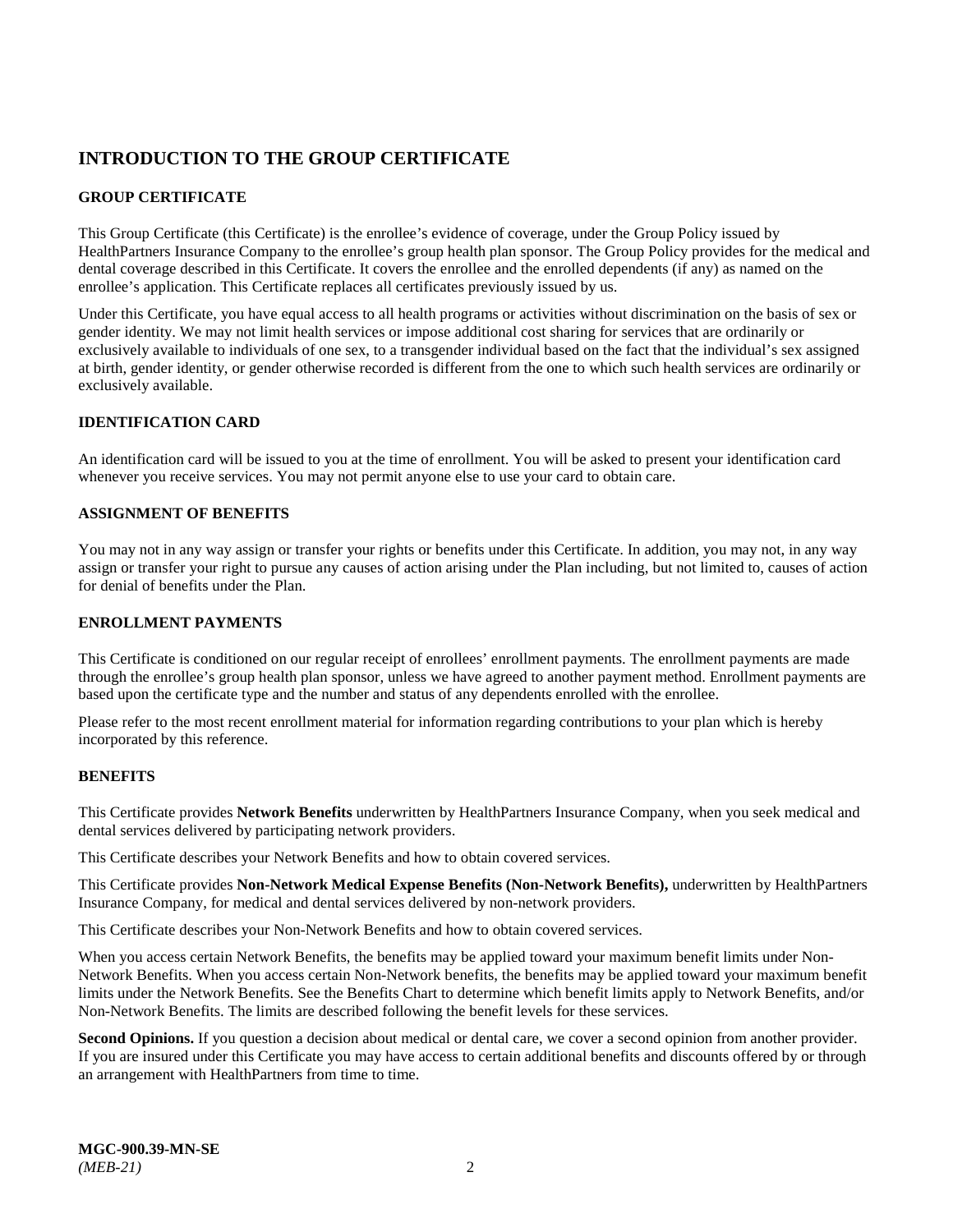## INTRODUCTION TO THE GROUP CERTIFICATE

### GROUP CERTIFICATE

This Group Certificate (this Certificate) is the enrollee's evidence of coverage, under the Group Policy issued by HealthPartners Insurance Company to the enrollee's group health plan sponsor. The Group Policy provides for the medical and dental coverage described in this Certificate. It covers the enrollee and the enrolled dependents (if any) as named on the enrollee's application. This Certificate replaces all certificates previously issued by us.

Under this Certificate, you have equal access to all health programs or activities without discrimination on the basis of sex or gender identity. We may not limit health services or impose additional cost sharing for services that are ordinarily or exclusively available to individuals of one sex, to a transgender individual based on the fact that the individual's sex assigned at birth, gender identity, or gender otherwise recorded is different from the one to which such health services are ordinarily or exclusively available.

### IDENTIFICATION CARD

An identification card will be issued to you at the time of enrollment. You will be asked to present your identification card whenever you receive services. You may not permit anyone else to use your card to obtain care.

### ASSIGNMENT OF BENEFITS

You may not in any way assign or transfer your rights or benefits under this Certificate. In addition, you may not, in any way assign or transfer your right to pursue any causes of action arising under the Plan including, but not limited to, causes of action for denial of benefits under the Plan.

### ENROLLMENT PAYMENTS

This Certificate is conditioned on our regular receipt of enrollees' enrollment payments. The enrollment payments are made through the enrollee's group health plan sponsor, unless we have agreed to another payment method. Enrollment payments are based upon the certificate type and the number and status of any dependents enrolled with the enrollee.

Please refer to the most recent enrollment material for information regarding contributions to your plan which is hereby incorporated by this reference.

### BENEFITS

This Certificate provides **Network Benefits** underwritten by HealthPartners Insurance Company, when you seek medical and dental services delivered by participating network providers.

This Certificate describes your Network Benefits and how to obtain covered services.

This Certificate provides **Non-Network Medical Expense Benefits (Non-Network Benefits),** underwritten by HealthPartners Insurance Company, for medical and dental services delivered by non-network providers.

This Certificate describes your Non-Network Benefits and how to obtain covered services.

When you access certain Network Benefits, the benefits may be applied toward your maximum benefit limits under Non-Network Benefits. When you access certain Non-Network benefits, the benefits may be applied toward your maximum benefit limits under the Network Benefits. See the Benefits Chart to determine which benefit limits apply to Network Benefits, and/or Non-Network Benefits. The limits are described following the benefit levels for these services.

**Second Opinions.** If you question a decision about medical or dental care, we cover a second opinion from another provider. If you are insured under this Certificate you may have access to certain additional benefits and discounts offered by or through an arrangement with HealthPartners from time to time.

**MGC-900.39-MN-SE**
*(MEB-21)*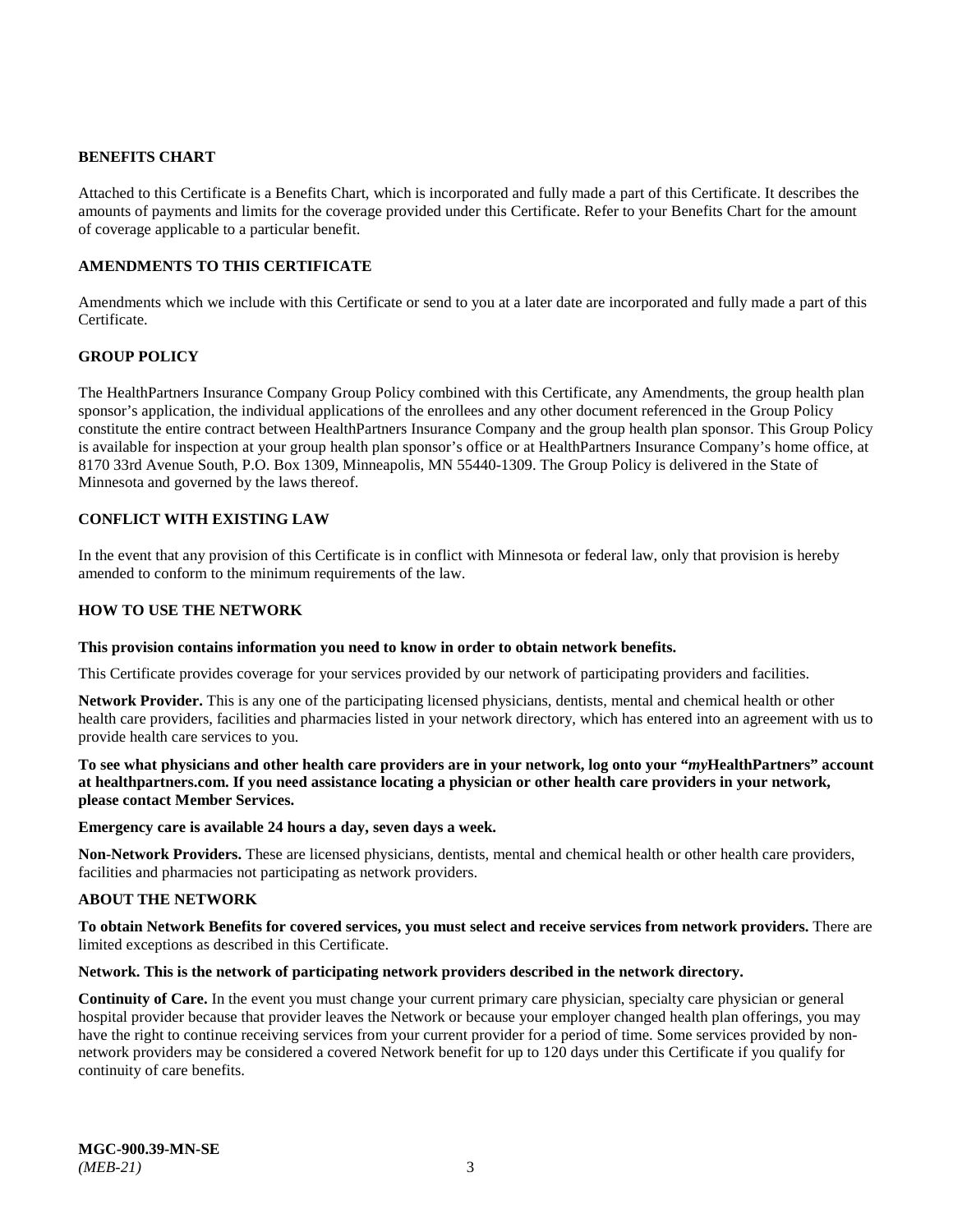## BENEFITS CHART

Attached to this Certificate is a Benefits Chart, which is incorporated and fully made a part of this Certificate. It describes the amounts of payments and limits for the coverage provided under this Certificate. Refer to your Benefits Chart for the amount of coverage applicable to a particular benefit.

## AMENDMENTS TO THIS CERTIFICATE

Amendments which we include with this Certificate or send to you at a later date are incorporated and fully made a part of this Certificate.

## GROUP POLICY

The HealthPartners Insurance Company Group Policy combined with this Certificate, any Amendments, the group health plan sponsor's application, the individual applications of the enrollees and any other document referenced in the Group Policy constitute the entire contract between HealthPartners Insurance Company and the group health plan sponsor. This Group Policy is available for inspection at your group health plan sponsor's office or at HealthPartners Insurance Company's home office, at 8170 33rd Avenue South, P.O. Box 1309, Minneapolis, MN 55440-1309. The Group Policy is delivered in the State of Minnesota and governed by the laws thereof.

## CONFLICT WITH EXISTING LAW

In the event that any provision of this Certificate is in conflict with Minnesota or federal law, only that provision is hereby amended to conform to the minimum requirements of the law.

## HOW TO USE THE NETWORK

**This provision contains information you need to know in order to obtain network benefits.**

This Certificate provides coverage for your services provided by our network of participating providers and facilities.

**Network Provider.** This is any one of the participating licensed physicians, dentists, mental and chemical health or other health care providers, facilities and pharmacies listed in your network directory, which has entered into an agreement with us to provide health care services to you.

**To see what physicians and other health care providers are in your network, log onto your "*my*HealthPartners" account at healthpartners.com. If you need assistance locating a physician or other health care providers in your network, please contact Member Services.**

**Emergency care is available 24 hours a day, seven days a week.**

**Non-Network Providers.** These are licensed physicians, dentists, mental and chemical health or other health care providers, facilities and pharmacies not participating as network providers.

## ABOUT THE NETWORK

**To obtain Network Benefits for covered services, you must select and receive services from network providers.** There are limited exceptions as described in this Certificate.

**Network. This is the network of participating network providers described in the network directory.**

**Continuity of Care.** In the event you must change your current primary care physician, specialty care physician or general hospital provider because that provider leaves the Network or because your employer changed health plan offerings, you may have the right to continue receiving services from your current provider for a period of time. Some services provided by non-network providers may be considered a covered Network benefit for up to 120 days under this Certificate if you qualify for continuity of care benefits.

**MGC-900.39-MN-SE**
*(MEB-21)*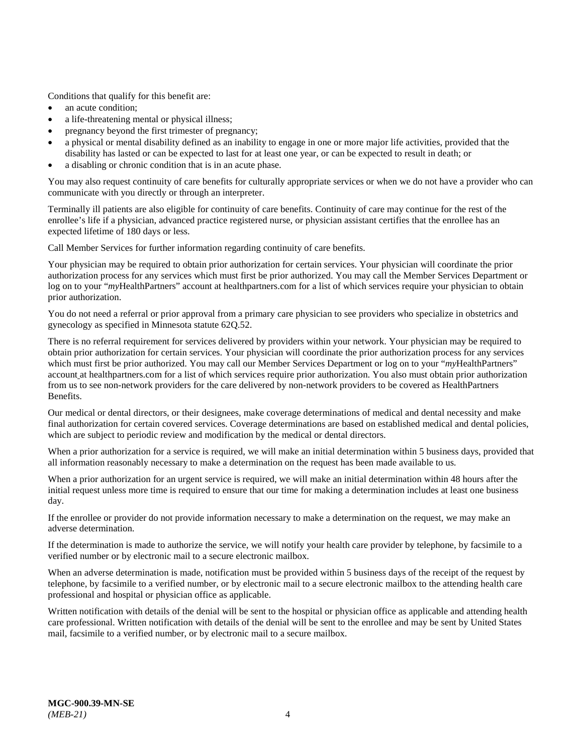Conditions that qualify for this benefit are:

- an acute condition;
- a life-threatening mental or physical illness;
- pregnancy beyond the first trimester of pregnancy;
- a physical or mental disability defined as an inability to engage in one or more major life activities, provided that the disability has lasted or can be expected to last for at least one year, or can be expected to result in death; or
- a disabling or chronic condition that is in an acute phase.

You may also request continuity of care benefits for culturally appropriate services or when we do not have a provider who can communicate with you directly or through an interpreter.

Terminally ill patients are also eligible for continuity of care benefits. Continuity of care may continue for the rest of the enrollee's life if a physician, advanced practice registered nurse, or physician assistant certifies that the enrollee has an expected lifetime of 180 days or less.

Call Member Services for further information regarding continuity of care benefits.

Your physician may be required to obtain prior authorization for certain services. Your physician will coordinate the prior authorization process for any services which must first be prior authorized. You may call the Member Services Department or log on to your "*my*HealthPartners" account at healthpartners.com for a list of which services require your physician to obtain prior authorization.

You do not need a referral or prior approval from a primary care physician to see providers who specialize in obstetrics and gynecology as specified in Minnesota statute 62Q.52.

There is no referral requirement for services delivered by providers within your network. Your physician may be required to obtain prior authorization for certain services. Your physician will coordinate the prior authorization process for any services which must first be prior authorized. You may call our Member Services Department or log on to your "*my*HealthPartners" account at healthpartners.com for a list of which services require prior authorization. You also must obtain prior authorization from us to see non-network providers for the care delivered by non-network providers to be covered as HealthPartners Benefits.

Our medical or dental directors, or their designees, make coverage determinations of medical and dental necessity and make final authorization for certain covered services. Coverage determinations are based on established medical and dental policies, which are subject to periodic review and modification by the medical or dental directors.

When a prior authorization for a service is required, we will make an initial determination within 5 business days, provided that all information reasonably necessary to make a determination on the request has been made available to us.

When a prior authorization for an urgent service is required, we will make an initial determination within 48 hours after the initial request unless more time is required to ensure that our time for making a determination includes at least one business day.

If the enrollee or provider do not provide information necessary to make a determination on the request, we may make an adverse determination.

If the determination is made to authorize the service, we will notify your health care provider by telephone, by facsimile to a verified number or by electronic mail to a secure electronic mailbox.

When an adverse determination is made, notification must be provided within 5 business days of the receipt of the request by telephone, by facsimile to a verified number, or by electronic mail to a secure electronic mailbox to the attending health care professional and hospital or physician office as applicable.

Written notification with details of the denial will be sent to the hospital or physician office as applicable and attending health care professional. Written notification with details of the denial will be sent to the enrollee and may be sent by United States mail, facsimile to a verified number, or by electronic mail to a secure mailbox.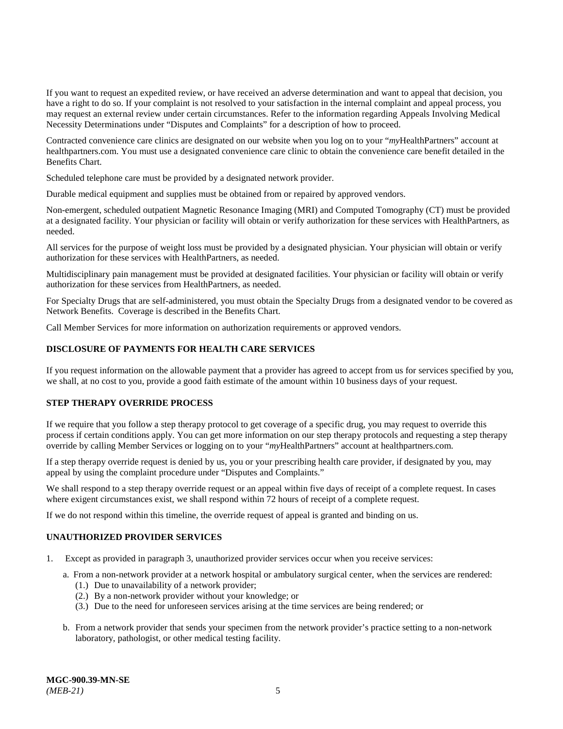If you want to request an expedited review, or have received an adverse determination and want to appeal that decision, you have a right to do so. If your complaint is not resolved to your satisfaction in the internal complaint and appeal process, you may request an external review under certain circumstances. Refer to the information regarding Appeals Involving Medical Necessity Determinations under "Disputes and Complaints" for a description of how to proceed.

Contracted convenience care clinics are designated on our website when you log on to your "*my*HealthPartners" account at healthpartners.com. You must use a designated convenience care clinic to obtain the convenience care benefit detailed in the Benefits Chart.

Scheduled telephone care must be provided by a designated network provider.

Durable medical equipment and supplies must be obtained from or repaired by approved vendors.

Non-emergent, scheduled outpatient Magnetic Resonance Imaging (MRI) and Computed Tomography (CT) must be provided at a designated facility. Your physician or facility will obtain or verify authorization for these services with HealthPartners, as needed.

All services for the purpose of weight loss must be provided by a designated physician. Your physician will obtain or verify authorization for these services with HealthPartners, as needed.

Multidisciplinary pain management must be provided at designated facilities. Your physician or facility will obtain or verify authorization for these services from HealthPartners, as needed.

For Specialty Drugs that are self-administered, you must obtain the Specialty Drugs from a designated vendor to be covered as Network Benefits. Coverage is described in the Benefits Chart.

Call Member Services for more information on authorization requirements or approved vendors.

**DISCLOSURE OF PAYMENTS FOR HEALTH CARE SERVICES**

If you request information on the allowable payment that a provider has agreed to accept from us for services specified by you, we shall, at no cost to you, provide a good faith estimate of the amount within 10 business days of your request.

**STEP THERAPY OVERRIDE PROCESS**

If we require that you follow a step therapy protocol to get coverage of a specific drug, you may request to override this process if certain conditions apply. You can get more information on our step therapy protocols and requesting a step therapy override by calling Member Services or logging on to your "*my*HealthPartners" account at healthpartners.com.

If a step therapy override request is denied by us, you or your prescribing health care provider, if designated by you, may appeal by using the complaint procedure under "Disputes and Complaints."

We shall respond to a step therapy override request or an appeal within five days of receipt of a complete request. In cases where exigent circumstances exist, we shall respond within 72 hours of receipt of a complete request.

If we do not respond within this timeline, the override request of appeal is granted and binding on us.

**UNAUTHORIZED PROVIDER SERVICES**

1. Except as provided in paragraph 3, unauthorized provider services occur when you receive services:

   a. From a non-network provider at a network hospital or ambulatory surgical center, when the services are rendered:
      (1.) Due to unavailability of a network provider;
      (2.) By a non-network provider without your knowledge; or
      (3.) Due to the need for unforeseen services arising at the time services are being rendered; or

   b. From a network provider that sends your specimen from the network provider's practice setting to a non-network laboratory, pathologist, or other medical testing facility.

**MGC-900.39-MN-SE**
*(MEB-21)*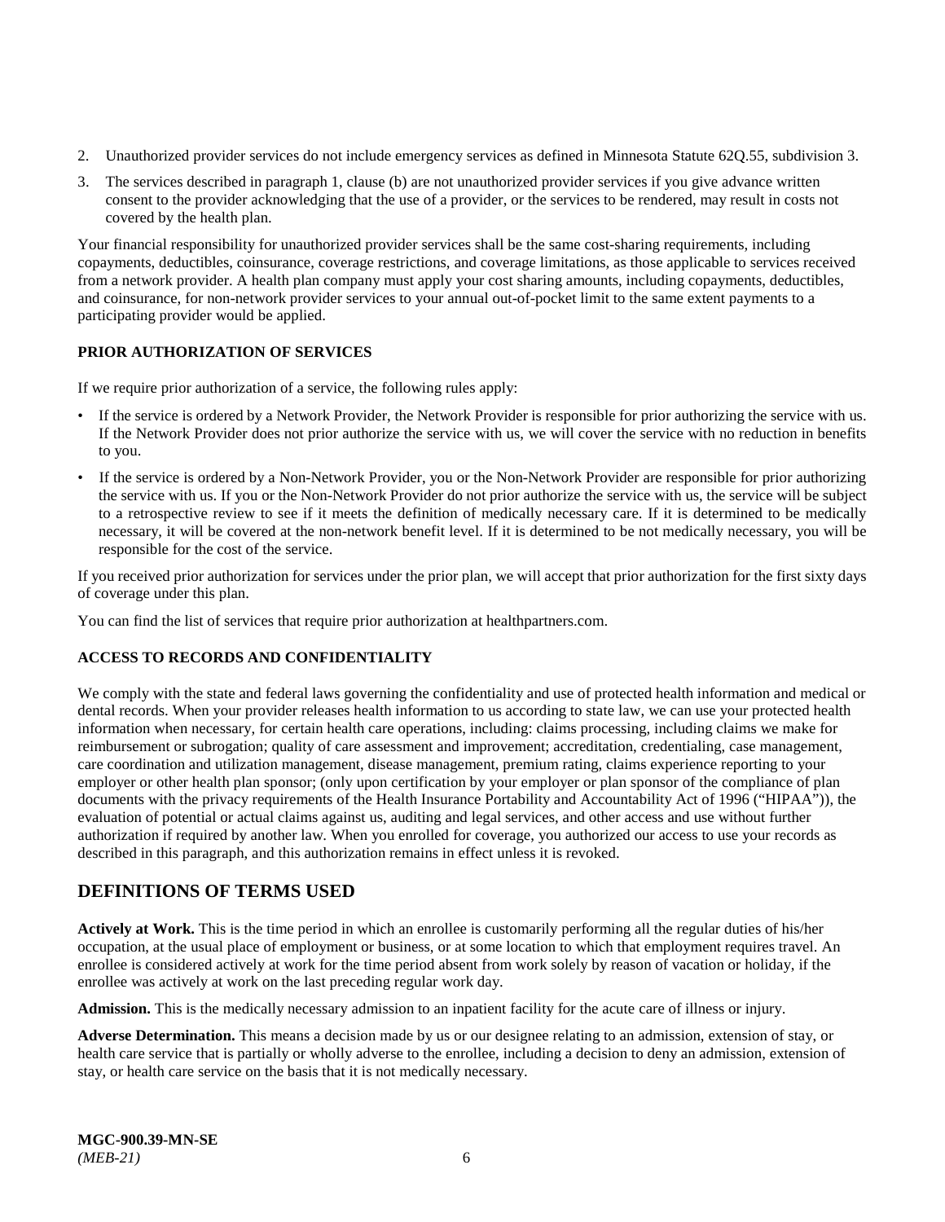2. Unauthorized provider services do not include emergency services as defined in Minnesota Statute 62Q.55, subdivision 3.
3. The services described in paragraph 1, clause (b) are not unauthorized provider services if you give advance written consent to the provider acknowledging that the use of a provider, or the services to be rendered, may result in costs not covered by the health plan.

Your financial responsibility for unauthorized provider services shall be the same cost-sharing requirements, including copayments, deductibles, coinsurance, coverage restrictions, and coverage limitations, as those applicable to services received from a network provider. A health plan company must apply your cost sharing amounts, including copayments, deductibles, and coinsurance, for non-network provider services to your annual out-of-pocket limit to the same extent payments to a participating provider would be applied.

**PRIOR AUTHORIZATION OF SERVICES**

If we require prior authorization of a service, the following rules apply:

- If the service is ordered by a Network Provider, the Network Provider is responsible for prior authorizing the service with us. If the Network Provider does not prior authorize the service with us, we will cover the service with no reduction in benefits to you.
- If the service is ordered by a Non-Network Provider, you or the Non-Network Provider are responsible for prior authorizing the service with us. If you or the Non-Network Provider do not prior authorize the service with us, the service will be subject to a retrospective review to see if it meets the definition of medically necessary care. If it is determined to be medically necessary, it will be covered at the non-network benefit level. If it is determined to be not medically necessary, you will be responsible for the cost of the service.

If you received prior authorization for services under the prior plan, we will accept that prior authorization for the first sixty days of coverage under this plan.

You can find the list of services that require prior authorization at healthpartners.com.

**ACCESS TO RECORDS AND CONFIDENTIALITY**

We comply with the state and federal laws governing the confidentiality and use of protected health information and medical or dental records. When your provider releases health information to us according to state law, we can use your protected health information when necessary, for certain health care operations, including: claims processing, including claims we make for reimbursement or subrogation; quality of care assessment and improvement; accreditation, credentialing, case management, care coordination and utilization management, disease management, premium rating, claims experience reporting to your employer or other health plan sponsor; (only upon certification by your employer or plan sponsor of the compliance of plan documents with the privacy requirements of the Health Insurance Portability and Accountability Act of 1996 ("HIPAA")), the evaluation of potential or actual claims against us, auditing and legal services, and other access and use without further authorization if required by another law. When you enrolled for coverage, you authorized our access to use your records as described in this paragraph, and this authorization remains in effect unless it is revoked.

## DEFINITIONS OF TERMS USED

**Actively at Work.** This is the time period in which an enrollee is customarily performing all the regular duties of his/her occupation, at the usual place of employment or business, or at some location to which that employment requires travel. An enrollee is considered actively at work for the time period absent from work solely by reason of vacation or holiday, if the enrollee was actively at work on the last preceding regular work day.

**Admission.** This is the medically necessary admission to an inpatient facility for the acute care of illness or injury.

**Adverse Determination.** This means a decision made by us or our designee relating to an admission, extension of stay, or health care service that is partially or wholly adverse to the enrollee, including a decision to deny an admission, extension of stay, or health care service on the basis that it is not medically necessary.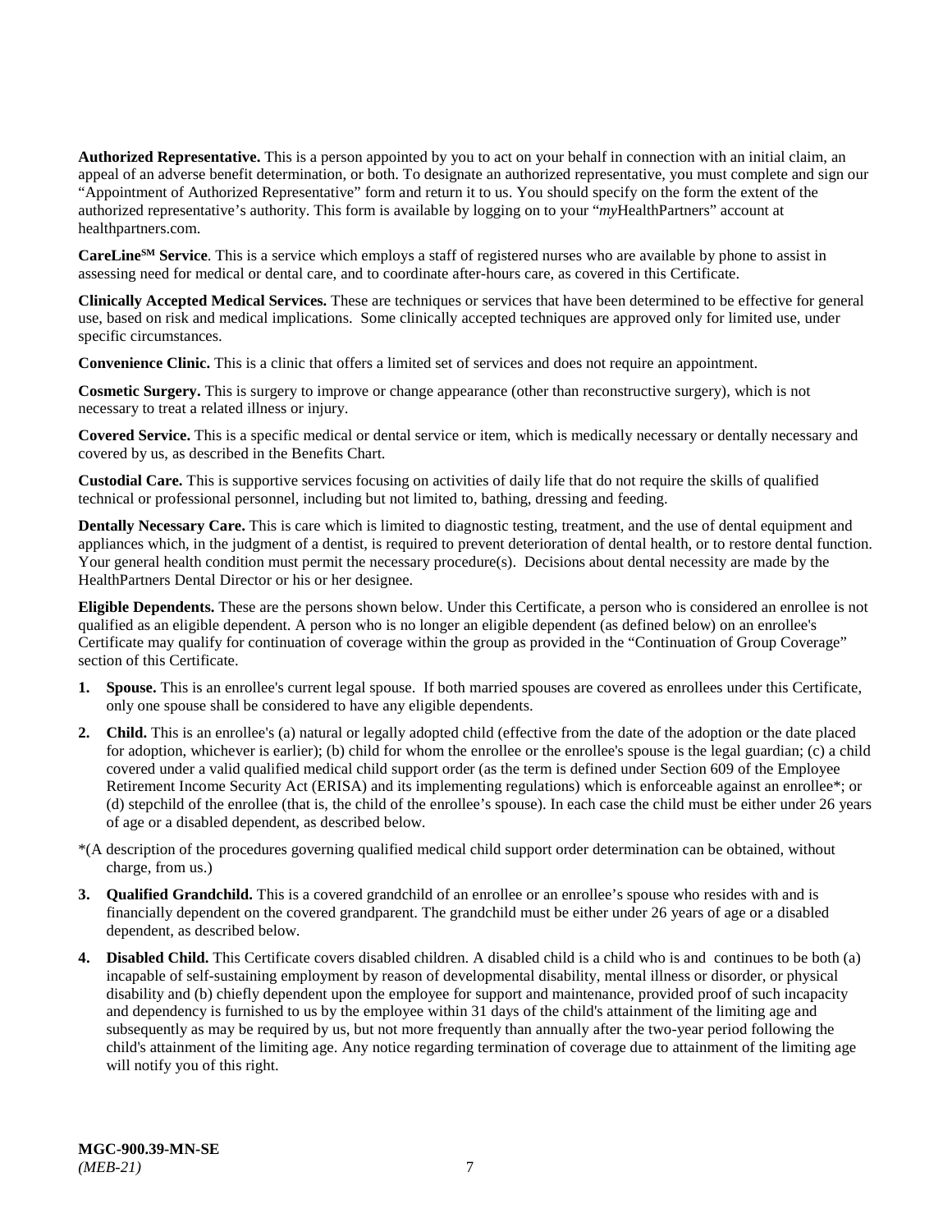**Authorized Representative.** This is a person appointed by you to act on your behalf in connection with an initial claim, an appeal of an adverse benefit determination, or both. To designate an authorized representative, you must complete and sign our "Appointment of Authorized Representative" form and return it to us. You should specify on the form the extent of the authorized representative's authority. This form is available by logging on to your "*my*HealthPartners" account at healthpartners.com.

**CareLine℠ Service**. This is a service which employs a staff of registered nurses who are available by phone to assist in assessing need for medical or dental care, and to coordinate after-hours care, as covered in this Certificate.

**Clinically Accepted Medical Services.** These are techniques or services that have been determined to be effective for general use, based on risk and medical implications. Some clinically accepted techniques are approved only for limited use, under specific circumstances.

**Convenience Clinic.** This is a clinic that offers a limited set of services and does not require an appointment.

**Cosmetic Surgery.** This is surgery to improve or change appearance (other than reconstructive surgery), which is not necessary to treat a related illness or injury.

**Covered Service.** This is a specific medical or dental service or item, which is medically necessary or dentally necessary and covered by us, as described in the Benefits Chart.

**Custodial Care.** This is supportive services focusing on activities of daily life that do not require the skills of qualified technical or professional personnel, including but not limited to, bathing, dressing and feeding.

**Dentally Necessary Care.** This is care which is limited to diagnostic testing, treatment, and the use of dental equipment and appliances which, in the judgment of a dentist, is required to prevent deterioration of dental health, or to restore dental function. Your general health condition must permit the necessary procedure(s). Decisions about dental necessity are made by the HealthPartners Dental Director or his or her designee.

**Eligible Dependents.** These are the persons shown below. Under this Certificate, a person who is considered an enrollee is not qualified as an eligible dependent. A person who is no longer an eligible dependent (as defined below) on an enrollee's Certificate may qualify for continuation of coverage within the group as provided in the "Continuation of Group Coverage" section of this Certificate.

1. **Spouse.** This is an enrollee's current legal spouse. If both married spouses are covered as enrollees under this Certificate, only one spouse shall be considered to have any eligible dependents.
2. **Child.** This is an enrollee's (a) natural or legally adopted child (effective from the date of the adoption or the date placed for adoption, whichever is earlier); (b) child for whom the enrollee or the enrollee's spouse is the legal guardian; (c) a child covered under a valid qualified medical child support order (as the term is defined under Section 609 of the Employee Retirement Income Security Act (ERISA) and its implementing regulations) which is enforceable against an enrollee*; or (d) stepchild of the enrollee (that is, the child of the enrollee's spouse). In each case the child must be either under 26 years of age or a disabled dependent, as described below.

*(A description of the procedures governing qualified medical child support order determination can be obtained, without charge, from us.)

3. **Qualified Grandchild.** This is a covered grandchild of an enrollee or an enrollee's spouse who resides with and is financially dependent on the covered grandparent. The grandchild must be either under 26 years of age or a disabled dependent, as described below.
4. **Disabled Child.** This Certificate covers disabled children. A disabled child is a child who is and continues to be both (a) incapable of self-sustaining employment by reason of developmental disability, mental illness or disorder, or physical disability and (b) chiefly dependent upon the employee for support and maintenance, provided proof of such incapacity and dependency is furnished to us by the employee within 31 days of the child's attainment of the limiting age and subsequently as may be required by us, but not more frequently than annually after the two-year period following the child's attainment of the limiting age. Any notice regarding termination of coverage due to attainment of the limiting age will notify you of this right.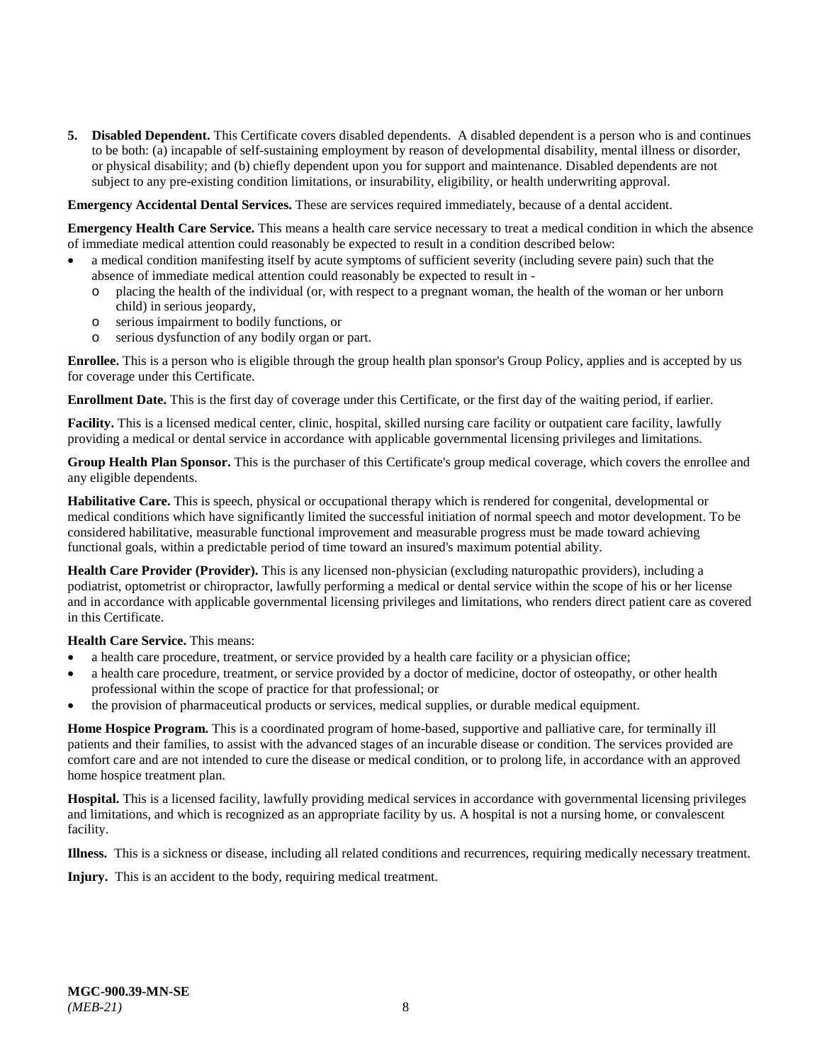5. **Disabled Dependent.** This Certificate covers disabled dependents. A disabled dependent is a person who is and continues to be both: (a) incapable of self-sustaining employment by reason of developmental disability, mental illness or disorder, or physical disability; and (b) chiefly dependent upon you for support and maintenance. Disabled dependents are not subject to any pre-existing condition limitations, or insurability, eligibility, or health underwriting approval.

**Emergency Accidental Dental Services.** These are services required immediately, because of a dental accident.

**Emergency Health Care Service.** This means a health care service necessary to treat a medical condition in which the absence of immediate medical attention could reasonably be expected to result in a condition described below:

- a medical condition manifesting itself by acute symptoms of sufficient severity (including severe pain) such that the absence of immediate medical attention could reasonably be expected to result in -
  - placing the health of the individual (or, with respect to a pregnant woman, the health of the woman or her unborn child) in serious jeopardy,
  - serious impairment to bodily functions, or
  - serious dysfunction of any bodily organ or part.

**Enrollee.** This is a person who is eligible through the group health plan sponsor's Group Policy, applies and is accepted by us for coverage under this Certificate.

**Enrollment Date.** This is the first day of coverage under this Certificate, or the first day of the waiting period, if earlier.

**Facility.** This is a licensed medical center, clinic, hospital, skilled nursing care facility or outpatient care facility, lawfully providing a medical or dental service in accordance with applicable governmental licensing privileges and limitations.

**Group Health Plan Sponsor.** This is the purchaser of this Certificate's group medical coverage, which covers the enrollee and any eligible dependents.

**Habilitative Care.** This is speech, physical or occupational therapy which is rendered for congenital, developmental or medical conditions which have significantly limited the successful initiation of normal speech and motor development. To be considered habilitative, measurable functional improvement and measurable progress must be made toward achieving functional goals, within a predictable period of time toward an insured's maximum potential ability.

**Health Care Provider (Provider).** This is any licensed non-physician (excluding naturopathic providers), including a podiatrist, optometrist or chiropractor, lawfully performing a medical or dental service within the scope of his or her license and in accordance with applicable governmental licensing privileges and limitations, who renders direct patient care as covered in this Certificate.

**Health Care Service.** This means:

- a health care procedure, treatment, or service provided by a health care facility or a physician office;
- a health care procedure, treatment, or service provided by a doctor of medicine, doctor of osteopathy, or other health professional within the scope of practice for that professional; or
- the provision of pharmaceutical products or services, medical supplies, or durable medical equipment.

**Home Hospice Program.** This is a coordinated program of home-based, supportive and palliative care, for terminally ill patients and their families, to assist with the advanced stages of an incurable disease or condition. The services provided are comfort care and are not intended to cure the disease or medical condition, or to prolong life, in accordance with an approved home hospice treatment plan.

**Hospital.** This is a licensed facility, lawfully providing medical services in accordance with governmental licensing privileges and limitations, and which is recognized as an appropriate facility by us. A hospital is not a nursing home, or convalescent facility.

**Illness.** This is a sickness or disease, including all related conditions and recurrences, requiring medically necessary treatment.

**Injury.** This is an accident to the body, requiring medical treatment.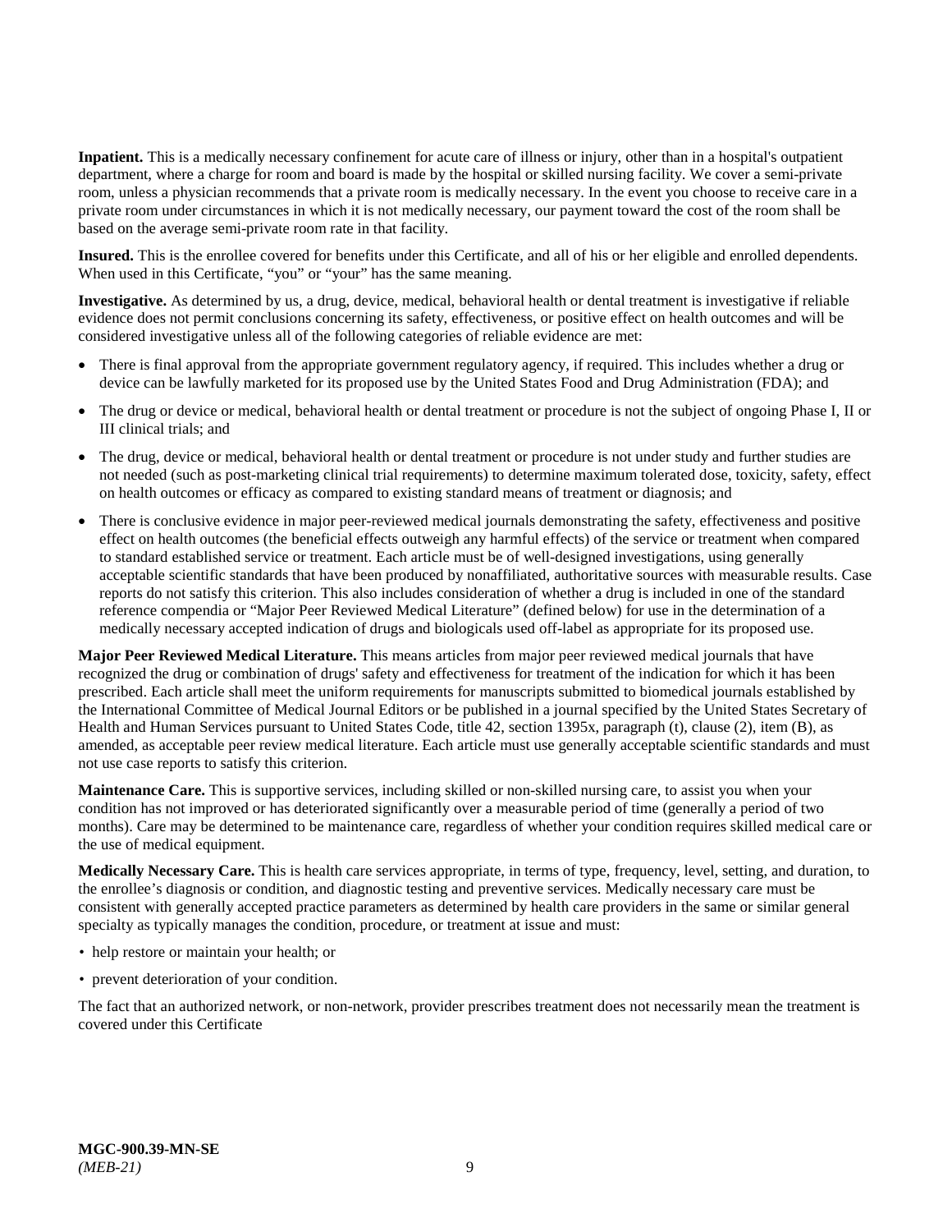**Inpatient.** This is a medically necessary confinement for acute care of illness or injury, other than in a hospital's outpatient department, where a charge for room and board is made by the hospital or skilled nursing facility. We cover a semi-private room, unless a physician recommends that a private room is medically necessary. In the event you choose to receive care in a private room under circumstances in which it is not medically necessary, our payment toward the cost of the room shall be based on the average semi-private room rate in that facility.

**Insured.** This is the enrollee covered for benefits under this Certificate, and all of his or her eligible and enrolled dependents. When used in this Certificate, "you" or "your" has the same meaning.

**Investigative.** As determined by us, a drug, device, medical, behavioral health or dental treatment is investigative if reliable evidence does not permit conclusions concerning its safety, effectiveness, or positive effect on health outcomes and will be considered investigative unless all of the following categories of reliable evidence are met:

- There is final approval from the appropriate government regulatory agency, if required. This includes whether a drug or device can be lawfully marketed for its proposed use by the United States Food and Drug Administration (FDA); and
- The drug or device or medical, behavioral health or dental treatment or procedure is not the subject of ongoing Phase I, II or III clinical trials; and
- The drug, device or medical, behavioral health or dental treatment or procedure is not under study and further studies are not needed (such as post-marketing clinical trial requirements) to determine maximum tolerated dose, toxicity, safety, effect on health outcomes or efficacy as compared to existing standard means of treatment or diagnosis; and
- There is conclusive evidence in major peer-reviewed medical journals demonstrating the safety, effectiveness and positive effect on health outcomes (the beneficial effects outweigh any harmful effects) of the service or treatment when compared to standard established service or treatment. Each article must be of well-designed investigations, using generally acceptable scientific standards that have been produced by nonaffiliated, authoritative sources with measurable results. Case reports do not satisfy this criterion. This also includes consideration of whether a drug is included in one of the standard reference compendia or "Major Peer Reviewed Medical Literature" (defined below) for use in the determination of a medically necessary accepted indication of drugs and biologicals used off-label as appropriate for its proposed use.

**Major Peer Reviewed Medical Literature.** This means articles from major peer reviewed medical journals that have recognized the drug or combination of drugs' safety and effectiveness for treatment of the indication for which it has been prescribed. Each article shall meet the uniform requirements for manuscripts submitted to biomedical journals established by the International Committee of Medical Journal Editors or be published in a journal specified by the United States Secretary of Health and Human Services pursuant to United States Code, title 42, section 1395x, paragraph (t), clause (2), item (B), as amended, as acceptable peer review medical literature. Each article must use generally acceptable scientific standards and must not use case reports to satisfy this criterion.

**Maintenance Care.** This is supportive services, including skilled or non-skilled nursing care, to assist you when your condition has not improved or has deteriorated significantly over a measurable period of time (generally a period of two months). Care may be determined to be maintenance care, regardless of whether your condition requires skilled medical care or the use of medical equipment.

**Medically Necessary Care.** This is health care services appropriate, in terms of type, frequency, level, setting, and duration, to the enrollee's diagnosis or condition, and diagnostic testing and preventive services. Medically necessary care must be consistent with generally accepted practice parameters as determined by health care providers in the same or similar general specialty as typically manages the condition, procedure, or treatment at issue and must:

- help restore or maintain your health; or
- prevent deterioration of your condition.

The fact that an authorized network, or non-network, provider prescribes treatment does not necessarily mean the treatment is covered under this Certificate

**MGC-900.39-MN-SE**
*(MEB-21)*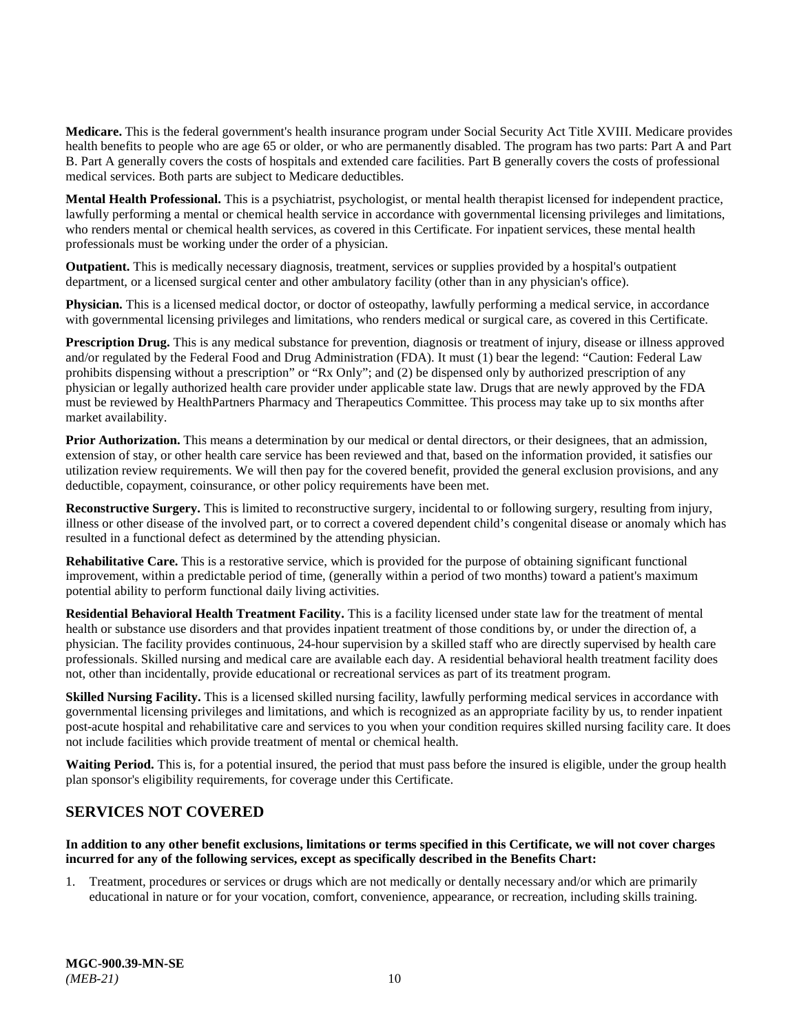**Medicare.** This is the federal government's health insurance program under Social Security Act Title XVIII. Medicare provides health benefits to people who are age 65 or older, or who are permanently disabled. The program has two parts: Part A and Part B. Part A generally covers the costs of hospitals and extended care facilities. Part B generally covers the costs of professional medical services. Both parts are subject to Medicare deductibles.

**Mental Health Professional.** This is a psychiatrist, psychologist, or mental health therapist licensed for independent practice, lawfully performing a mental or chemical health service in accordance with governmental licensing privileges and limitations, who renders mental or chemical health services, as covered in this Certificate. For inpatient services, these mental health professionals must be working under the order of a physician.

**Outpatient.** This is medically necessary diagnosis, treatment, services or supplies provided by a hospital's outpatient department, or a licensed surgical center and other ambulatory facility (other than in any physician's office).

**Physician.** This is a licensed medical doctor, or doctor of osteopathy, lawfully performing a medical service, in accordance with governmental licensing privileges and limitations, who renders medical or surgical care, as covered in this Certificate.

**Prescription Drug.** This is any medical substance for prevention, diagnosis or treatment of injury, disease or illness approved and/or regulated by the Federal Food and Drug Administration (FDA). It must (1) bear the legend: "Caution: Federal Law prohibits dispensing without a prescription" or "Rx Only"; and (2) be dispensed only by authorized prescription of any physician or legally authorized health care provider under applicable state law. Drugs that are newly approved by the FDA must be reviewed by HealthPartners Pharmacy and Therapeutics Committee. This process may take up to six months after market availability.

**Prior Authorization.** This means a determination by our medical or dental directors, or their designees, that an admission, extension of stay, or other health care service has been reviewed and that, based on the information provided, it satisfies our utilization review requirements. We will then pay for the covered benefit, provided the general exclusion provisions, and any deductible, copayment, coinsurance, or other policy requirements have been met.

**Reconstructive Surgery.** This is limited to reconstructive surgery, incidental to or following surgery, resulting from injury, illness or other disease of the involved part, or to correct a covered dependent child's congenital disease or anomaly which has resulted in a functional defect as determined by the attending physician.

**Rehabilitative Care.** This is a restorative service, which is provided for the purpose of obtaining significant functional improvement, within a predictable period of time, (generally within a period of two months) toward a patient's maximum potential ability to perform functional daily living activities.

**Residential Behavioral Health Treatment Facility.** This is a facility licensed under state law for the treatment of mental health or substance use disorders and that provides inpatient treatment of those conditions by, or under the direction of, a physician. The facility provides continuous, 24-hour supervision by a skilled staff who are directly supervised by health care professionals. Skilled nursing and medical care are available each day. A residential behavioral health treatment facility does not, other than incidentally, provide educational or recreational services as part of its treatment program.

**Skilled Nursing Facility.** This is a licensed skilled nursing facility, lawfully performing medical services in accordance with governmental licensing privileges and limitations, and which is recognized as an appropriate facility by us, to render inpatient post-acute hospital and rehabilitative care and services to you when your condition requires skilled nursing facility care. It does not include facilities which provide treatment of mental or chemical health.

**Waiting Period.** This is, for a potential insured, the period that must pass before the insured is eligible, under the group health plan sponsor's eligibility requirements, for coverage under this Certificate.

## SERVICES NOT COVERED

**In addition to any other benefit exclusions, limitations or terms specified in this Certificate, we will not cover charges incurred for any of the following services, except as specifically described in the Benefits Chart:**

1. Treatment, procedures or services or drugs which are not medically or dentally necessary and/or which are primarily educational in nature or for your vocation, comfort, convenience, appearance, or recreation, including skills training.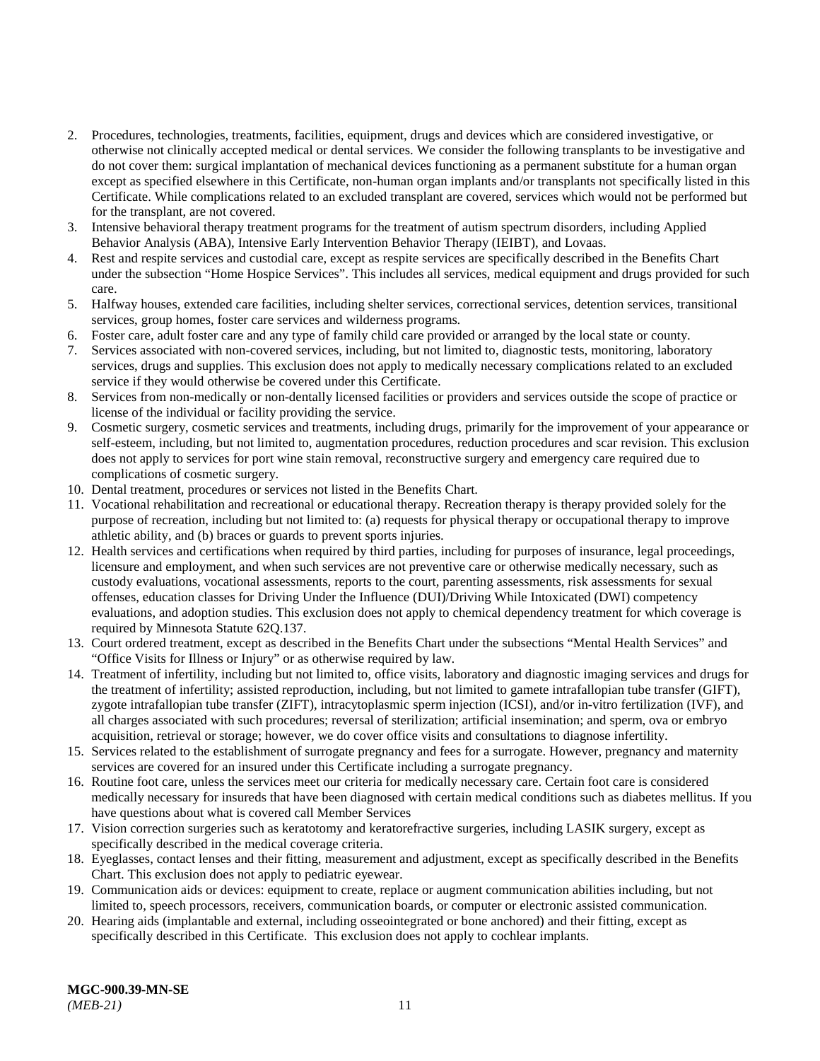2. Procedures, technologies, treatments, facilities, equipment, drugs and devices which are considered investigative, or otherwise not clinically accepted medical or dental services. We consider the following transplants to be investigative and do not cover them: surgical implantation of mechanical devices functioning as a permanent substitute for a human organ except as specified elsewhere in this Certificate, non-human organ implants and/or transplants not specifically listed in this Certificate. While complications related to an excluded transplant are covered, services which would not be performed but for the transplant, are not covered.
3. Intensive behavioral therapy treatment programs for the treatment of autism spectrum disorders, including Applied Behavior Analysis (ABA), Intensive Early Intervention Behavior Therapy (IEIBT), and Lovaas.
4. Rest and respite services and custodial care, except as respite services are specifically described in the Benefits Chart under the subsection "Home Hospice Services". This includes all services, medical equipment and drugs provided for such care.
5. Halfway houses, extended care facilities, including shelter services, correctional services, detention services, transitional services, group homes, foster care services and wilderness programs.
6. Foster care, adult foster care and any type of family child care provided or arranged by the local state or county.
7. Services associated with non-covered services, including, but not limited to, diagnostic tests, monitoring, laboratory services, drugs and supplies. This exclusion does not apply to medically necessary complications related to an excluded service if they would otherwise be covered under this Certificate.
8. Services from non-medically or non-dentally licensed facilities or providers and services outside the scope of practice or license of the individual or facility providing the service.
9. Cosmetic surgery, cosmetic services and treatments, including drugs, primarily for the improvement of your appearance or self-esteem, including, but not limited to, augmentation procedures, reduction procedures and scar revision. This exclusion does not apply to services for port wine stain removal, reconstructive surgery and emergency care required due to complications of cosmetic surgery.
10. Dental treatment, procedures or services not listed in the Benefits Chart.
11. Vocational rehabilitation and recreational or educational therapy. Recreation therapy is therapy provided solely for the purpose of recreation, including but not limited to: (a) requests for physical therapy or occupational therapy to improve athletic ability, and (b) braces or guards to prevent sports injuries.
12. Health services and certifications when required by third parties, including for purposes of insurance, legal proceedings, licensure and employment, and when such services are not preventive care or otherwise medically necessary, such as custody evaluations, vocational assessments, reports to the court, parenting assessments, risk assessments for sexual offenses, education classes for Driving Under the Influence (DUI)/Driving While Intoxicated (DWI) competency evaluations, and adoption studies. This exclusion does not apply to chemical dependency treatment for which coverage is required by Minnesota Statute 62Q.137.
13. Court ordered treatment, except as described in the Benefits Chart under the subsections "Mental Health Services" and "Office Visits for Illness or Injury" or as otherwise required by law.
14. Treatment of infertility, including but not limited to, office visits, laboratory and diagnostic imaging services and drugs for the treatment of infertility; assisted reproduction, including, but not limited to gamete intrafallopian tube transfer (GIFT), zygote intrafallopian tube transfer (ZIFT), intracytoplasmic sperm injection (ICSI), and/or in-vitro fertilization (IVF), and all charges associated with such procedures; reversal of sterilization; artificial insemination; and sperm, ova or embryo acquisition, retrieval or storage; however, we do cover office visits and consultations to diagnose infertility.
15. Services related to the establishment of surrogate pregnancy and fees for a surrogate. However, pregnancy and maternity services are covered for an insured under this Certificate including a surrogate pregnancy.
16. Routine foot care, unless the services meet our criteria for medically necessary care. Certain foot care is considered medically necessary for insureds that have been diagnosed with certain medical conditions such as diabetes mellitus. If you have questions about what is covered call Member Services
17. Vision correction surgeries such as keratotomy and keratorefractive surgeries, including LASIK surgery, except as specifically described in the medical coverage criteria.
18. Eyeglasses, contact lenses and their fitting, measurement and adjustment, except as specifically described in the Benefits Chart. This exclusion does not apply to pediatric eyewear.
19. Communication aids or devices: equipment to create, replace or augment communication abilities including, but not limited to, speech processors, receivers, communication boards, or computer or electronic assisted communication.
20. Hearing aids (implantable and external, including osseointegrated or bone anchored) and their fitting, except as specifically described in this Certificate. This exclusion does not apply to cochlear implants.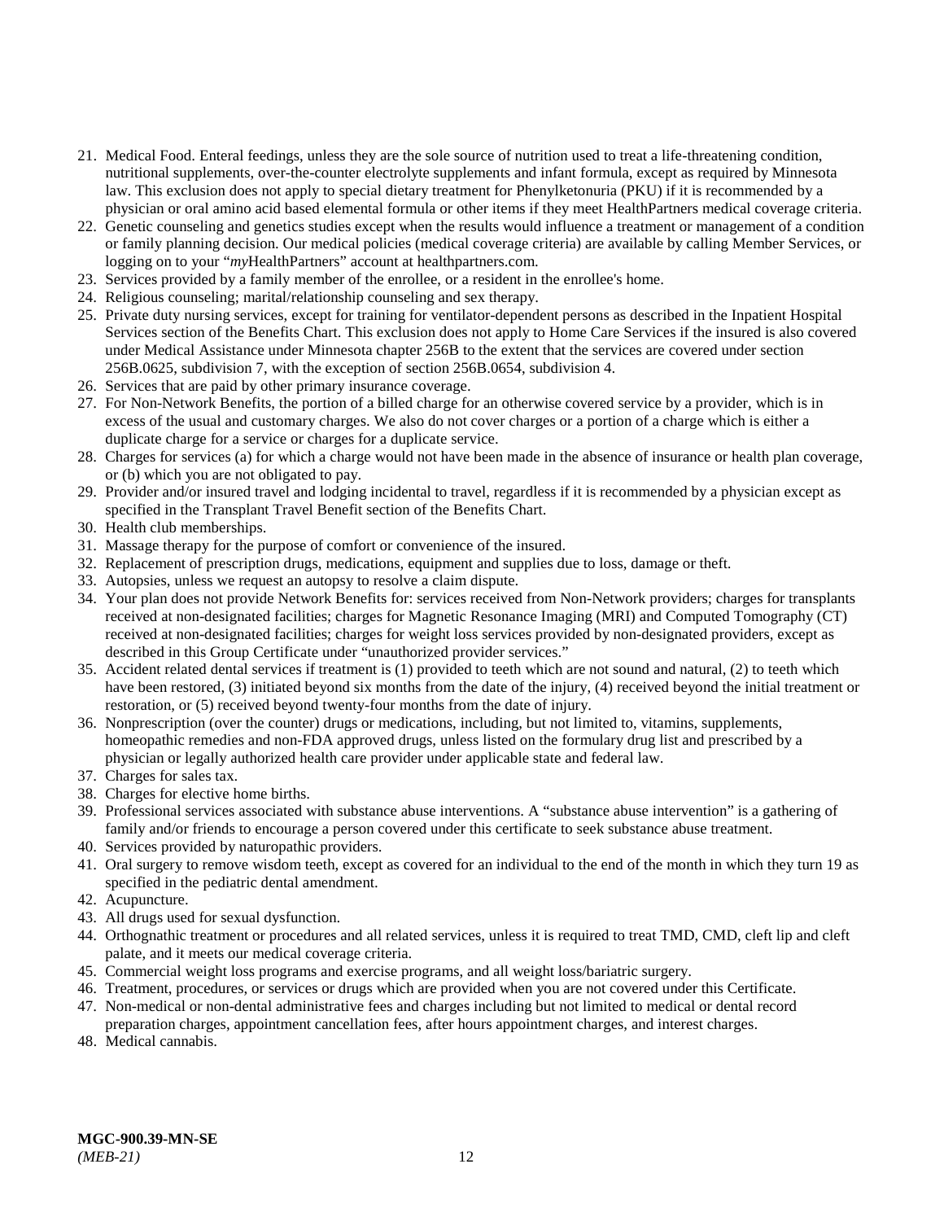21. Medical Food. Enteral feedings, unless they are the sole source of nutrition used to treat a life-threatening condition, nutritional supplements, over-the-counter electrolyte supplements and infant formula, except as required by Minnesota law. This exclusion does not apply to special dietary treatment for Phenylketonuria (PKU) if it is recommended by a physician or oral amino acid based elemental formula or other items if they meet HealthPartners medical coverage criteria.
22. Genetic counseling and genetics studies except when the results would influence a treatment or management of a condition or family planning decision. Our medical policies (medical coverage criteria) are available by calling Member Services, or logging on to your "*my*HealthPartners" account at healthpartners.com.
23. Services provided by a family member of the enrollee, or a resident in the enrollee's home.
24. Religious counseling; marital/relationship counseling and sex therapy.
25. Private duty nursing services, except for training for ventilator-dependent persons as described in the Inpatient Hospital Services section of the Benefits Chart. This exclusion does not apply to Home Care Services if the insured is also covered under Medical Assistance under Minnesota chapter 256B to the extent that the services are covered under section 256B.0625, subdivision 7, with the exception of section 256B.0654, subdivision 4.
26. Services that are paid by other primary insurance coverage.
27. For Non-Network Benefits, the portion of a billed charge for an otherwise covered service by a provider, which is in excess of the usual and customary charges. We also do not cover charges or a portion of a charge which is either a duplicate charge for a service or charges for a duplicate service.
28. Charges for services (a) for which a charge would not have been made in the absence of insurance or health plan coverage, or (b) which you are not obligated to pay.
29. Provider and/or insured travel and lodging incidental to travel, regardless if it is recommended by a physician except as specified in the Transplant Travel Benefit section of the Benefits Chart.
30. Health club memberships.
31. Massage therapy for the purpose of comfort or convenience of the insured.
32. Replacement of prescription drugs, medications, equipment and supplies due to loss, damage or theft.
33. Autopsies, unless we request an autopsy to resolve a claim dispute.
34. Your plan does not provide Network Benefits for: services received from Non-Network providers; charges for transplants received at non-designated facilities; charges for Magnetic Resonance Imaging (MRI) and Computed Tomography (CT) received at non-designated facilities; charges for weight loss services provided by non-designated providers, except as described in this Group Certificate under "unauthorized provider services."
35. Accident related dental services if treatment is (1) provided to teeth which are not sound and natural, (2) to teeth which have been restored, (3) initiated beyond six months from the date of the injury, (4) received beyond the initial treatment or restoration, or (5) received beyond twenty-four months from the date of injury.
36. Nonprescription (over the counter) drugs or medications, including, but not limited to, vitamins, supplements, homeopathic remedies and non-FDA approved drugs, unless listed on the formulary drug list and prescribed by a physician or legally authorized health care provider under applicable state and federal law.
37. Charges for sales tax.
38. Charges for elective home births.
39. Professional services associated with substance abuse interventions. A "substance abuse intervention" is a gathering of family and/or friends to encourage a person covered under this certificate to seek substance abuse treatment.
40. Services provided by naturopathic providers.
41. Oral surgery to remove wisdom teeth, except as covered for an individual to the end of the month in which they turn 19 as specified in the pediatric dental amendment.
42. Acupuncture.
43. All drugs used for sexual dysfunction.
44. Orthognathic treatment or procedures and all related services, unless it is required to treat TMD, CMD, cleft lip and cleft palate, and it meets our medical coverage criteria.
45. Commercial weight loss programs and exercise programs, and all weight loss/bariatric surgery.
46. Treatment, procedures, or services or drugs which are provided when you are not covered under this Certificate.
47. Non-medical or non-dental administrative fees and charges including but not limited to medical or dental record preparation charges, appointment cancellation fees, after hours appointment charges, and interest charges.
48. Medical cannabis.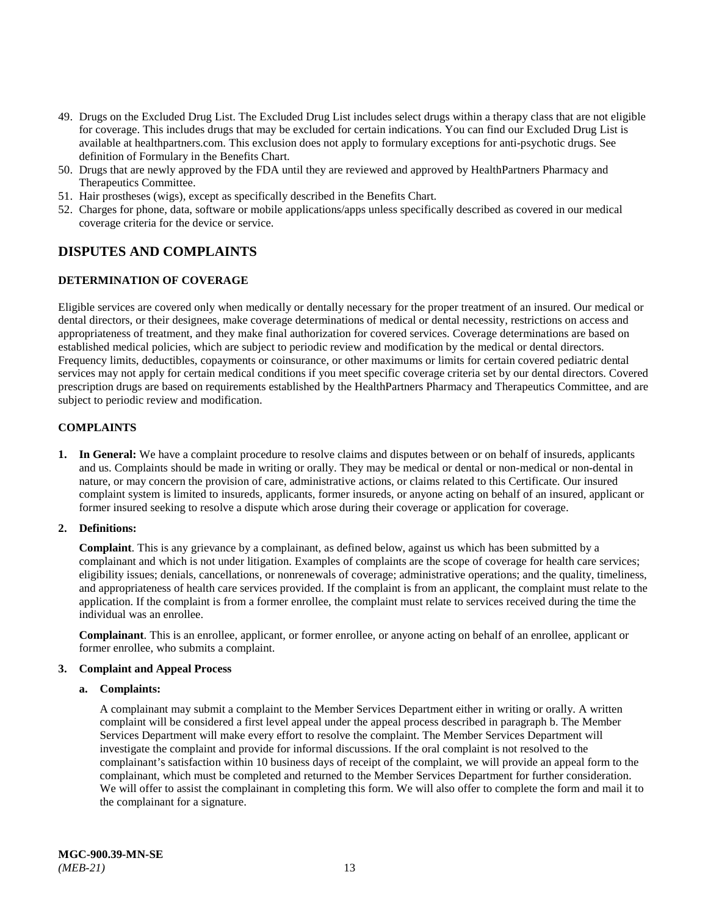49. Drugs on the Excluded Drug List. The Excluded Drug List includes select drugs within a therapy class that are not eligible for coverage. This includes drugs that may be excluded for certain indications. You can find our Excluded Drug List is available at healthpartners.com. This exclusion does not apply to formulary exceptions for anti-psychotic drugs. See definition of Formulary in the Benefits Chart.
50. Drugs that are newly approved by the FDA until they are reviewed and approved by HealthPartners Pharmacy and Therapeutics Committee.
51. Hair prostheses (wigs), except as specifically described in the Benefits Chart.
52. Charges for phone, data, software or mobile applications/apps unless specifically described as covered in our medical coverage criteria for the device or service.

## DISPUTES AND COMPLAINTS

### DETERMINATION OF COVERAGE

Eligible services are covered only when medically or dentally necessary for the proper treatment of an insured. Our medical or dental directors, or their designees, make coverage determinations of medical or dental necessity, restrictions on access and appropriateness of treatment, and they make final authorization for covered services. Coverage determinations are based on established medical policies, which are subject to periodic review and modification by the medical or dental directors. Frequency limits, deductibles, copayments or coinsurance, or other maximums or limits for certain covered pediatric dental services may not apply for certain medical conditions if you meet specific coverage criteria set by our dental directors. Covered prescription drugs are based on requirements established by the HealthPartners Pharmacy and Therapeutics Committee, and are subject to periodic review and modification.

### COMPLAINTS

**1. In General:** We have a complaint procedure to resolve claims and disputes between or on behalf of insureds, applicants and us. Complaints should be made in writing or orally. They may be medical or dental or non-medical or non-dental in nature, or may concern the provision of care, administrative actions, or claims related to this Certificate. Our insured complaint system is limited to insureds, applicants, former insureds, or anyone acting on behalf of an insured, applicant or former insured seeking to resolve a dispute which arose during their coverage or application for coverage.

**2. Definitions:**

**Complaint**. This is any grievance by a complainant, as defined below, against us which has been submitted by a complainant and which is not under litigation. Examples of complaints are the scope of coverage for health care services; eligibility issues; denials, cancellations, or nonrenewals of coverage; administrative operations; and the quality, timeliness, and appropriateness of health care services provided. If the complaint is from an applicant, the complaint must relate to the application. If the complaint is from a former enrollee, the complaint must relate to services received during the time the individual was an enrollee.

**Complainant**. This is an enrollee, applicant, or former enrollee, or anyone acting on behalf of an enrollee, applicant or former enrollee, who submits a complaint.

**3. Complaint and Appeal Process**

**a. Complaints:**

A complainant may submit a complaint to the Member Services Department either in writing or orally. A written complaint will be considered a first level appeal under the appeal process described in paragraph b. The Member Services Department will make every effort to resolve the complaint. The Member Services Department will investigate the complaint and provide for informal discussions. If the oral complaint is not resolved to the complainant's satisfaction within 10 business days of receipt of the complaint, we will provide an appeal form to the complainant, which must be completed and returned to the Member Services Department for further consideration. We will offer to assist the complainant in completing this form. We will also offer to complete the form and mail it to the complainant for a signature.

**MGC-900.39-MN-SE**
*(MEB-21)*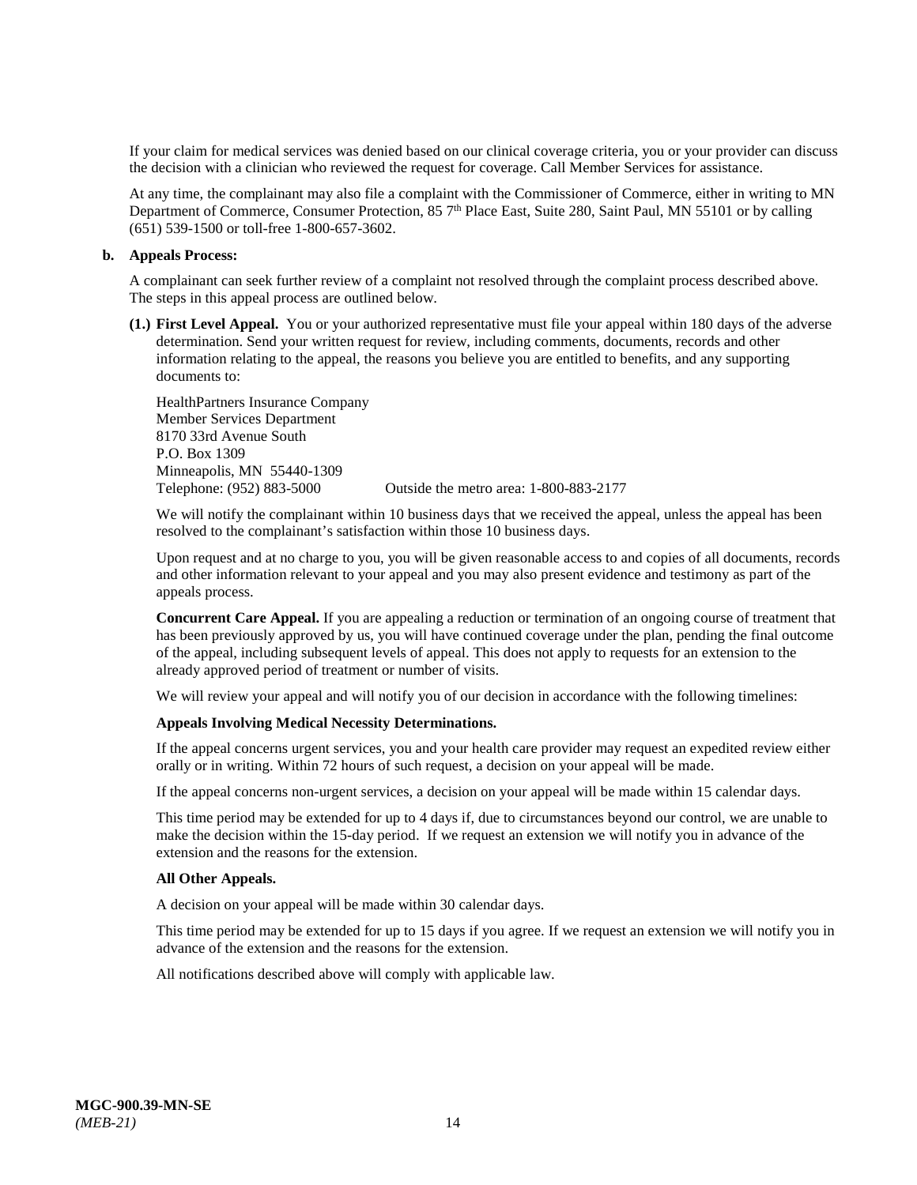If your claim for medical services was denied based on our clinical coverage criteria, you or your provider can discuss the decision with a clinician who reviewed the request for coverage. Call Member Services for assistance.

At any time, the complainant may also file a complaint with the Commissioner of Commerce, either in writing to MN Department of Commerce, Consumer Protection, 85 7th Place East, Suite 280, Saint Paul, MN 55101 or by calling (651) 539-1500 or toll-free 1-800-657-3602.

**b. Appeals Process:**

A complainant can seek further review of a complaint not resolved through the complaint process described above. The steps in this appeal process are outlined below.

**(1.) First Level Appeal.** You or your authorized representative must file your appeal within 180 days of the adverse determination. Send your written request for review, including comments, documents, records and other information relating to the appeal, the reasons you believe you are entitled to benefits, and any supporting documents to:

HealthPartners Insurance Company
Member Services Department
8170 33rd Avenue South
P.O. Box 1309
Minneapolis, MN 55440-1309
Telephone: (952) 883-5000 Outside the metro area: 1-800-883-2177

We will notify the complainant within 10 business days that we received the appeal, unless the appeal has been resolved to the complainant's satisfaction within those 10 business days.

Upon request and at no charge to you, you will be given reasonable access to and copies of all documents, records and other information relevant to your appeal and you may also present evidence and testimony as part of the appeals process.

**Concurrent Care Appeal.** If you are appealing a reduction or termination of an ongoing course of treatment that has been previously approved by us, you will have continued coverage under the plan, pending the final outcome of the appeal, including subsequent levels of appeal. This does not apply to requests for an extension to the already approved period of treatment or number of visits.

We will review your appeal and will notify you of our decision in accordance with the following timelines:

**Appeals Involving Medical Necessity Determinations.**

If the appeal concerns urgent services, you and your health care provider may request an expedited review either orally or in writing. Within 72 hours of such request, a decision on your appeal will be made.

If the appeal concerns non-urgent services, a decision on your appeal will be made within 15 calendar days.

This time period may be extended for up to 4 days if, due to circumstances beyond our control, we are unable to make the decision within the 15-day period. If we request an extension we will notify you in advance of the extension and the reasons for the extension.

**All Other Appeals.**

A decision on your appeal will be made within 30 calendar days.

This time period may be extended for up to 15 days if you agree. If we request an extension we will notify you in advance of the extension and the reasons for the extension.

All notifications described above will comply with applicable law.

**MGC-900.39-MN-SE**
*(MEB-21)*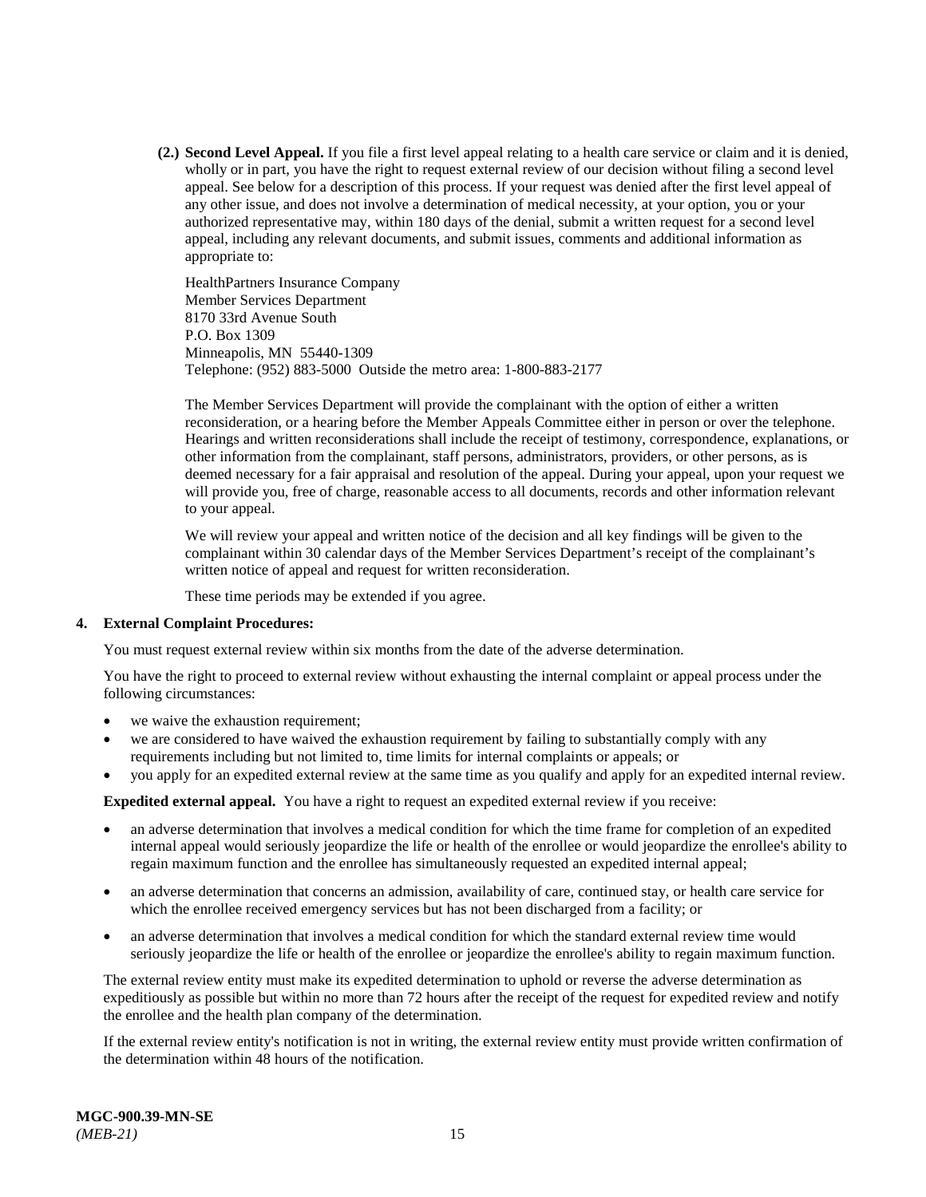**(2.) Second Level Appeal.** If you file a first level appeal relating to a health care service or claim and it is denied, wholly or in part, you have the right to request external review of our decision without filing a second level appeal. See below for a description of this process. If your request was denied after the first level appeal of any other issue, and does not involve a determination of medical necessity, at your option, you or your authorized representative may, within 180 days of the denial, submit a written request for a second level appeal, including any relevant documents, and submit issues, comments and additional information as appropriate to:

HealthPartners Insurance Company
Member Services Department
8170 33rd Avenue South
P.O. Box 1309
Minneapolis, MN 55440-1309
Telephone: (952) 883-5000 Outside the metro area: 1-800-883-2177

The Member Services Department will provide the complainant with the option of either a written reconsideration, or a hearing before the Member Appeals Committee either in person or over the telephone. Hearings and written reconsiderations shall include the receipt of testimony, correspondence, explanations, or other information from the complainant, staff persons, administrators, providers, or other persons, as is deemed necessary for a fair appraisal and resolution of the appeal. During your appeal, upon your request we will provide you, free of charge, reasonable access to all documents, records and other information relevant to your appeal.

We will review your appeal and written notice of the decision and all key findings will be given to the complainant within 30 calendar days of the Member Services Department's receipt of the complainant's written notice of appeal and request for written reconsideration.

These time periods may be extended if you agree.

**4. External Complaint Procedures:**

You must request external review within six months from the date of the adverse determination.

You have the right to proceed to external review without exhausting the internal complaint or appeal process under the following circumstances:

- we waive the exhaustion requirement;
- we are considered to have waived the exhaustion requirement by failing to substantially comply with any requirements including but not limited to, time limits for internal complaints or appeals; or
- you apply for an expedited external review at the same time as you qualify and apply for an expedited internal review.

**Expedited external appeal.** You have a right to request an expedited external review if you receive:

- an adverse determination that involves a medical condition for which the time frame for completion of an expedited internal appeal would seriously jeopardize the life or health of the enrollee or would jeopardize the enrollee's ability to regain maximum function and the enrollee has simultaneously requested an expedited internal appeal;
- an adverse determination that concerns an admission, availability of care, continued stay, or health care service for which the enrollee received emergency services but has not been discharged from a facility; or
- an adverse determination that involves a medical condition for which the standard external review time would seriously jeopardize the life or health of the enrollee or jeopardize the enrollee's ability to regain maximum function.

The external review entity must make its expedited determination to uphold or reverse the adverse determination as expeditiously as possible but within no more than 72 hours after the receipt of the request for expedited review and notify the enrollee and the health plan company of the determination.

If the external review entity's notification is not in writing, the external review entity must provide written confirmation of the determination within 48 hours of the notification.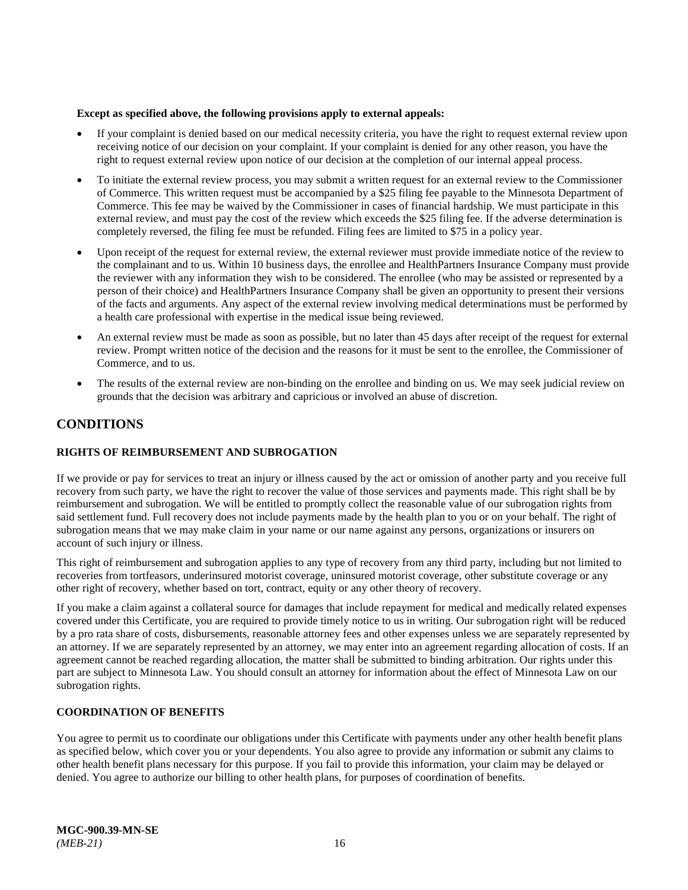**Except as specified above, the following provisions apply to external appeals:**

- If your complaint is denied based on our medical necessity criteria, you have the right to request external review upon receiving notice of our decision on your complaint. If your complaint is denied for any other reason, you have the right to request external review upon notice of our decision at the completion of our internal appeal process.
- To initiate the external review process, you may submit a written request for an external review to the Commissioner of Commerce. This written request must be accompanied by a $25 filing fee payable to the Minnesota Department of Commerce. This fee may be waived by the Commissioner in cases of financial hardship. We must participate in this external review, and must pay the cost of the review which exceeds the $25 filing fee. If the adverse determination is completely reversed, the filing fee must be refunded. Filing fees are limited to $75 in a policy year.
- Upon receipt of the request for external review, the external reviewer must provide immediate notice of the review to the complainant and to us. Within 10 business days, the enrollee and HealthPartners Insurance Company must provide the reviewer with any information they wish to be considered. The enrollee (who may be assisted or represented by a person of their choice) and HealthPartners Insurance Company shall be given an opportunity to present their versions of the facts and arguments. Any aspect of the external review involving medical determinations must be performed by a health care professional with expertise in the medical issue being reviewed.
- An external review must be made as soon as possible, but no later than 45 days after receipt of the request for external review. Prompt written notice of the decision and the reasons for it must be sent to the enrollee, the Commissioner of Commerce, and to us.
- The results of the external review are non-binding on the enrollee and binding on us. We may seek judicial review on grounds that the decision was arbitrary and capricious or involved an abuse of discretion.

## CONDITIONS

### RIGHTS OF REIMBURSEMENT AND SUBROGATION

If we provide or pay for services to treat an injury or illness caused by the act or omission of another party and you receive full recovery from such party, we have the right to recover the value of those services and payments made. This right shall be by reimbursement and subrogation. We will be entitled to promptly collect the reasonable value of our subrogation rights from said settlement fund. Full recovery does not include payments made by the health plan to you or on your behalf. The right of subrogation means that we may make claim in your name or our name against any persons, organizations or insurers on account of such injury or illness.

This right of reimbursement and subrogation applies to any type of recovery from any third party, including but not limited to recoveries from tortfeasors, underinsured motorist coverage, uninsured motorist coverage, other substitute coverage or any other right of recovery, whether based on tort, contract, equity or any other theory of recovery.

If you make a claim against a collateral source for damages that include repayment for medical and medically related expenses covered under this Certificate, you are required to provide timely notice to us in writing. Our subrogation right will be reduced by a pro rata share of costs, disbursements, reasonable attorney fees and other expenses unless we are separately represented by an attorney. If we are separately represented by an attorney, we may enter into an agreement regarding allocation of costs. If an agreement cannot be reached regarding allocation, the matter shall be submitted to binding arbitration. Our rights under this part are subject to Minnesota Law. You should consult an attorney for information about the effect of Minnesota Law on our subrogation rights.

### COORDINATION OF BENEFITS

You agree to permit us to coordinate our obligations under this Certificate with payments under any other health benefit plans as specified below, which cover you or your dependents. You also agree to provide any information or submit any claims to other health benefit plans necessary for this purpose. If you fail to provide this information, your claim may be delayed or denied. You agree to authorize our billing to other health plans, for purposes of coordination of benefits.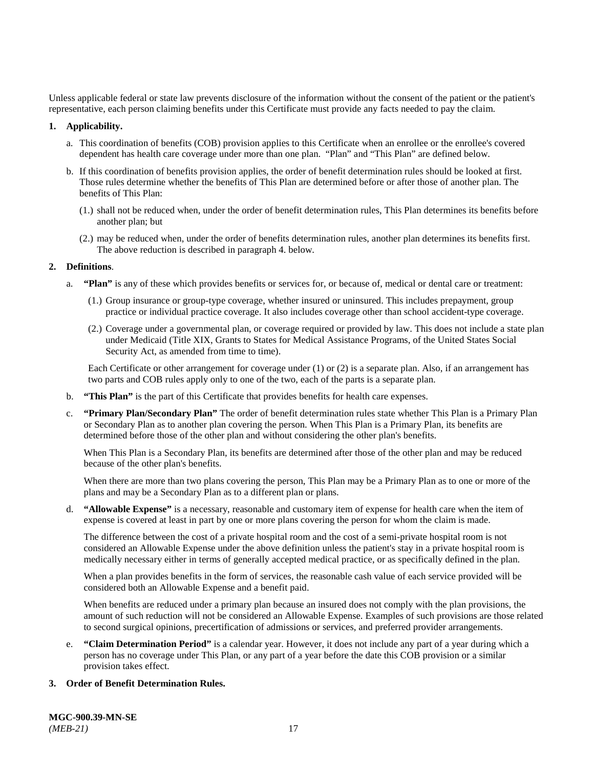Unless applicable federal or state law prevents disclosure of the information without the consent of the patient or the patient's representative, each person claiming benefits under this Certificate must provide any facts needed to pay the claim.

**1. Applicability.**

a. This coordination of benefits (COB) provision applies to this Certificate when an enrollee or the enrollee's covered dependent has health care coverage under more than one plan. "Plan" and "This Plan" are defined below.

b. If this coordination of benefits provision applies, the order of benefit determination rules should be looked at first. Those rules determine whether the benefits of This Plan are determined before or after those of another plan. The benefits of This Plan:

   (1.) shall not be reduced when, under the order of benefit determination rules, This Plan determines its benefits before another plan; but

   (2.) may be reduced when, under the order of benefits determination rules, another plan determines its benefits first. The above reduction is described in paragraph 4. below.

**2. Definitions**.

a. **"Plan"** is any of these which provides benefits or services for, or because of, medical or dental care or treatment:

   (1.) Group insurance or group-type coverage, whether insured or uninsured. This includes prepayment, group practice or individual practice coverage. It also includes coverage other than school accident-type coverage.

   (2.) Coverage under a governmental plan, or coverage required or provided by law. This does not include a state plan under Medicaid (Title XIX, Grants to States for Medical Assistance Programs, of the United States Social Security Act, as amended from time to time).

   Each Certificate or other arrangement for coverage under (1) or (2) is a separate plan. Also, if an arrangement has two parts and COB rules apply only to one of the two, each of the parts is a separate plan.

b. **"This Plan"** is the part of this Certificate that provides benefits for health care expenses.

c. **"Primary Plan/Secondary Plan"** The order of benefit determination rules state whether This Plan is a Primary Plan or Secondary Plan as to another plan covering the person. When This Plan is a Primary Plan, its benefits are determined before those of the other plan and without considering the other plan's benefits.

   When This Plan is a Secondary Plan, its benefits are determined after those of the other plan and may be reduced because of the other plan's benefits.

   When there are more than two plans covering the person, This Plan may be a Primary Plan as to one or more of the plans and may be a Secondary Plan as to a different plan or plans.

d. **"Allowable Expense"** is a necessary, reasonable and customary item of expense for health care when the item of expense is covered at least in part by one or more plans covering the person for whom the claim is made.

   The difference between the cost of a private hospital room and the cost of a semi-private hospital room is not considered an Allowable Expense under the above definition unless the patient's stay in a private hospital room is medically necessary either in terms of generally accepted medical practice, or as specifically defined in the plan.

   When a plan provides benefits in the form of services, the reasonable cash value of each service provided will be considered both an Allowable Expense and a benefit paid.

   When benefits are reduced under a primary plan because an insured does not comply with the plan provisions, the amount of such reduction will not be considered an Allowable Expense. Examples of such provisions are those related to second surgical opinions, precertification of admissions or services, and preferred provider arrangements.

e. **"Claim Determination Period"** is a calendar year. However, it does not include any part of a year during which a person has no coverage under This Plan, or any part of a year before the date this COB provision or a similar provision takes effect.

**3. Order of Benefit Determination Rules.**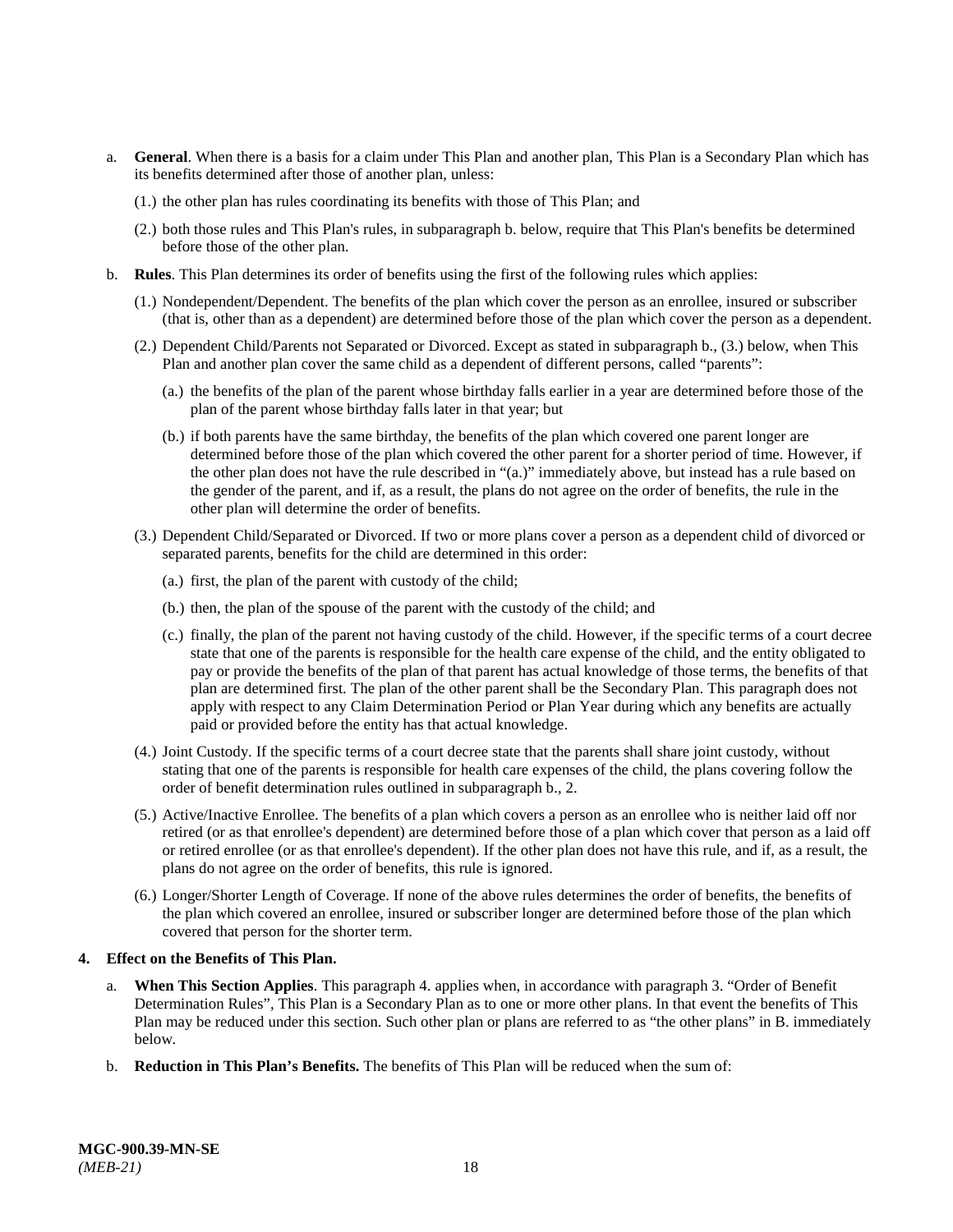a. **General**. When there is a basis for a claim under This Plan and another plan, This Plan is a Secondary Plan which has its benefits determined after those of another plan, unless:

   (1.) the other plan has rules coordinating its benefits with those of This Plan; and

   (2.) both those rules and This Plan's rules, in subparagraph b. below, require that This Plan's benefits be determined before those of the other plan.

b. **Rules**. This Plan determines its order of benefits using the first of the following rules which applies:

   (1.) Nondependent/Dependent. The benefits of the plan which cover the person as an enrollee, insured or subscriber (that is, other than as a dependent) are determined before those of the plan which cover the person as a dependent.

   (2.) Dependent Child/Parents not Separated or Divorced. Except as stated in subparagraph b., (3.) below, when This Plan and another plan cover the same child as a dependent of different persons, called "parents":

      (a.) the benefits of the plan of the parent whose birthday falls earlier in a year are determined before those of the plan of the parent whose birthday falls later in that year; but

      (b.) if both parents have the same birthday, the benefits of the plan which covered one parent longer are determined before those of the plan which covered the other parent for a shorter period of time. However, if the other plan does not have the rule described in "(a.)" immediately above, but instead has a rule based on the gender of the parent, and if, as a result, the plans do not agree on the order of benefits, the rule in the other plan will determine the order of benefits.

   (3.) Dependent Child/Separated or Divorced. If two or more plans cover a person as a dependent child of divorced or separated parents, benefits for the child are determined in this order:

      (a.) first, the plan of the parent with custody of the child;

      (b.) then, the plan of the spouse of the parent with the custody of the child; and

      (c.) finally, the plan of the parent not having custody of the child. However, if the specific terms of a court decree state that one of the parents is responsible for the health care expense of the child, and the entity obligated to pay or provide the benefits of the plan of that parent has actual knowledge of those terms, the benefits of that plan are determined first. The plan of the other parent shall be the Secondary Plan. This paragraph does not apply with respect to any Claim Determination Period or Plan Year during which any benefits are actually paid or provided before the entity has that actual knowledge.

   (4.) Joint Custody. If the specific terms of a court decree state that the parents shall share joint custody, without stating that one of the parents is responsible for health care expenses of the child, the plans covering follow the order of benefit determination rules outlined in subparagraph b., 2.

   (5.) Active/Inactive Enrollee. The benefits of a plan which covers a person as an enrollee who is neither laid off nor retired (or as that enrollee's dependent) are determined before those of a plan which cover that person as a laid off or retired enrollee (or as that enrollee's dependent). If the other plan does not have this rule, and if, as a result, the plans do not agree on the order of benefits, this rule is ignored.

   (6.) Longer/Shorter Length of Coverage. If none of the above rules determines the order of benefits, the benefits of the plan which covered an enrollee, insured or subscriber longer are determined before those of the plan which covered that person for the shorter term.

**4. Effect on the Benefits of This Plan.**

a. **When This Section Applies**. This paragraph 4. applies when, in accordance with paragraph 3. "Order of Benefit Determination Rules", This Plan is a Secondary Plan as to one or more other plans. In that event the benefits of This Plan may be reduced under this section. Such other plan or plans are referred to as "the other plans" in B. immediately below.

b. **Reduction in This Plan's Benefits.** The benefits of This Plan will be reduced when the sum of:

**MGC-900.39-MN-SE**
*(MEB-21)*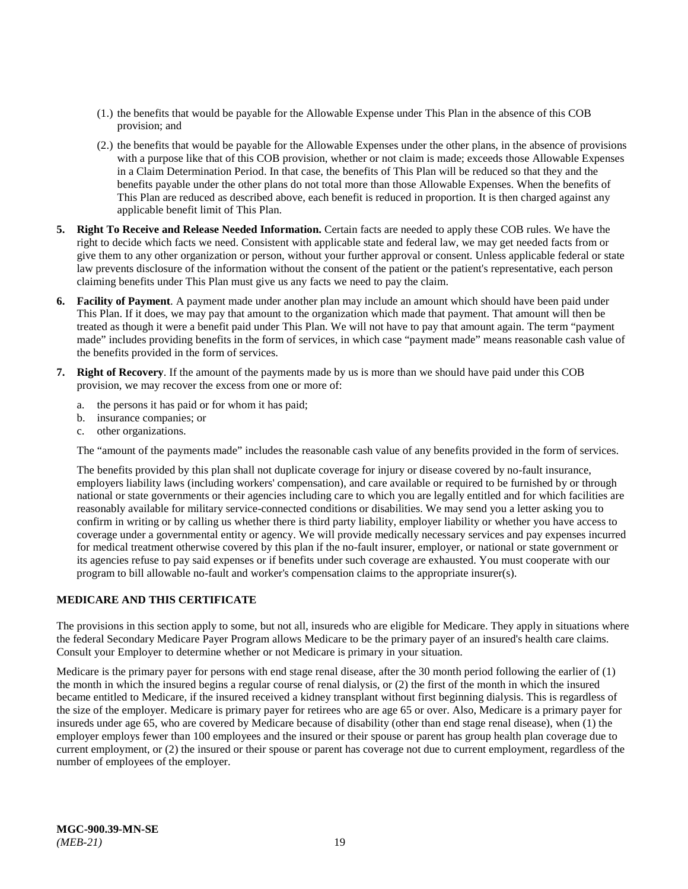(1.) the benefits that would be payable for the Allowable Expense under This Plan in the absence of this COB provision; and

(2.) the benefits that would be payable for the Allowable Expenses under the other plans, in the absence of provisions with a purpose like that of this COB provision, whether or not claim is made; exceeds those Allowable Expenses in a Claim Determination Period. In that case, the benefits of This Plan will be reduced so that they and the benefits payable under the other plans do not total more than those Allowable Expenses. When the benefits of This Plan are reduced as described above, each benefit is reduced in proportion. It is then charged against any applicable benefit limit of This Plan.

5. **Right To Receive and Release Needed Information.** Certain facts are needed to apply these COB rules. We have the right to decide which facts we need. Consistent with applicable state and federal law, we may get needed facts from or give them to any other organization or person, without your further approval or consent. Unless applicable federal or state law prevents disclosure of the information without the consent of the patient or the patient's representative, each person claiming benefits under This Plan must give us any facts we need to pay the claim.

6. **Facility of Payment**. A payment made under another plan may include an amount which should have been paid under This Plan. If it does, we may pay that amount to the organization which made that payment. That amount will then be treated as though it were a benefit paid under This Plan. We will not have to pay that amount again. The term "payment made" includes providing benefits in the form of services, in which case "payment made" means reasonable cash value of the benefits provided in the form of services.

7. **Right of Recovery**. If the amount of the payments made by us is more than we should have paid under this COB provision, we may recover the excess from one or more of:

   a. the persons it has paid or for whom it has paid;
   b. insurance companies; or
   c. other organizations.

   The "amount of the payments made" includes the reasonable cash value of any benefits provided in the form of services.

   The benefits provided by this plan shall not duplicate coverage for injury or disease covered by no-fault insurance, employers liability laws (including workers' compensation), and care available or required to be furnished by or through national or state governments or their agencies including care to which you are legally entitled and for which facilities are reasonably available for military service-connected conditions or disabilities. We may send you a letter asking you to confirm in writing or by calling us whether there is third party liability, employer liability or whether you have access to coverage under a governmental entity or agency. We will provide medically necessary services and pay expenses incurred for medical treatment otherwise covered by this plan if the no-fault insurer, employer, or national or state government or its agencies refuse to pay said expenses or if benefits under such coverage are exhausted. You must cooperate with our program to bill allowable no-fault and worker's compensation claims to the appropriate insurer(s).

## MEDICARE AND THIS CERTIFICATE

The provisions in this section apply to some, but not all, insureds who are eligible for Medicare. They apply in situations where the federal Secondary Medicare Payer Program allows Medicare to be the primary payer of an insured's health care claims. Consult your Employer to determine whether or not Medicare is primary in your situation.

Medicare is the primary payer for persons with end stage renal disease, after the 30 month period following the earlier of (1) the month in which the insured begins a regular course of renal dialysis, or (2) the first of the month in which the insured became entitled to Medicare, if the insured received a kidney transplant without first beginning dialysis. This is regardless of the size of the employer. Medicare is primary payer for retirees who are age 65 or over. Also, Medicare is a primary payer for insureds under age 65, who are covered by Medicare because of disability (other than end stage renal disease), when (1) the employer employs fewer than 100 employees and the insured or their spouse or parent has group health plan coverage due to current employment, or (2) the insured or their spouse or parent has coverage not due to current employment, regardless of the number of employees of the employer.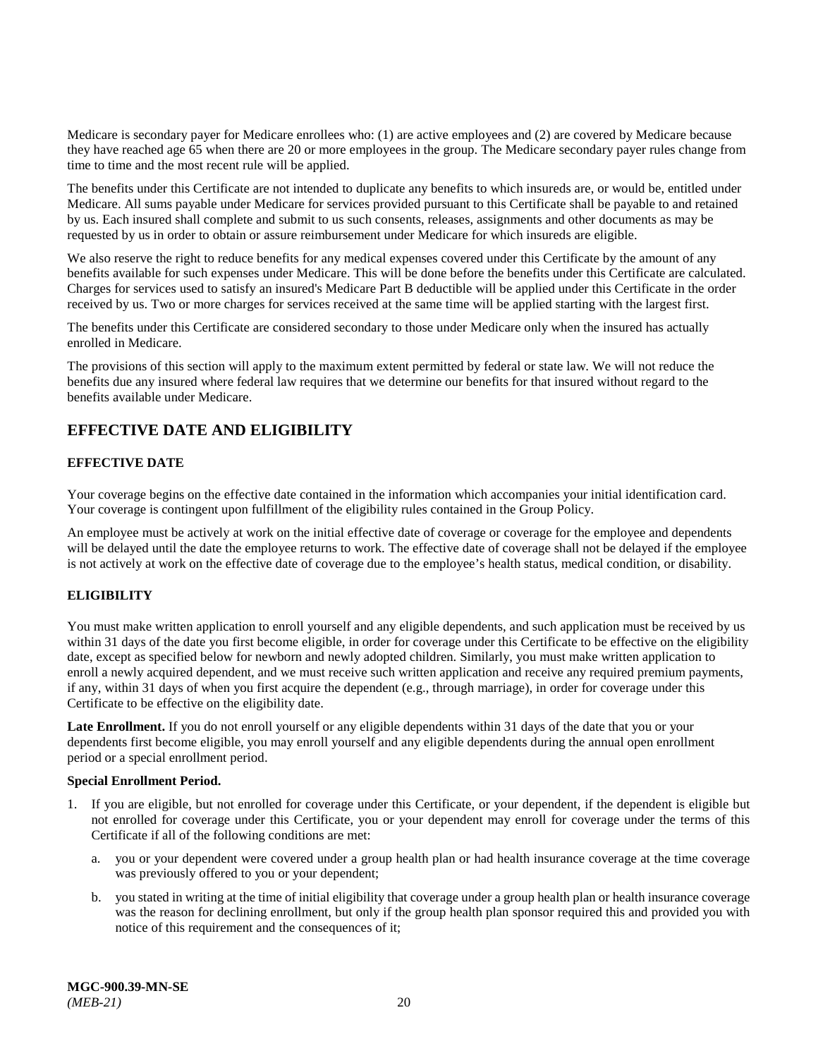Medicare is secondary payer for Medicare enrollees who: (1) are active employees and (2) are covered by Medicare because they have reached age 65 when there are 20 or more employees in the group. The Medicare secondary payer rules change from time to time and the most recent rule will be applied.

The benefits under this Certificate are not intended to duplicate any benefits to which insureds are, or would be, entitled under Medicare. All sums payable under Medicare for services provided pursuant to this Certificate shall be payable to and retained by us. Each insured shall complete and submit to us such consents, releases, assignments and other documents as may be requested by us in order to obtain or assure reimbursement under Medicare for which insureds are eligible.

We also reserve the right to reduce benefits for any medical expenses covered under this Certificate by the amount of any benefits available for such expenses under Medicare. This will be done before the benefits under this Certificate are calculated. Charges for services used to satisfy an insured's Medicare Part B deductible will be applied under this Certificate in the order received by us. Two or more charges for services received at the same time will be applied starting with the largest first.

The benefits under this Certificate are considered secondary to those under Medicare only when the insured has actually enrolled in Medicare.

The provisions of this section will apply to the maximum extent permitted by federal or state law. We will not reduce the benefits due any insured where federal law requires that we determine our benefits for that insured without regard to the benefits available under Medicare.

## EFFECTIVE DATE AND ELIGIBILITY

### EFFECTIVE DATE

Your coverage begins on the effective date contained in the information which accompanies your initial identification card. Your coverage is contingent upon fulfillment of the eligibility rules contained in the Group Policy.

An employee must be actively at work on the initial effective date of coverage or coverage for the employee and dependents will be delayed until the date the employee returns to work. The effective date of coverage shall not be delayed if the employee is not actively at work on the effective date of coverage due to the employee's health status, medical condition, or disability.

### ELIGIBILITY

You must make written application to enroll yourself and any eligible dependents, and such application must be received by us within 31 days of the date you first become eligible, in order for coverage under this Certificate to be effective on the eligibility date, except as specified below for newborn and newly adopted children. Similarly, you must make written application to enroll a newly acquired dependent, and we must receive such written application and receive any required premium payments, if any, within 31 days of when you first acquire the dependent (e.g., through marriage), in order for coverage under this Certificate to be effective on the eligibility date.

**Late Enrollment.** If you do not enroll yourself or any eligible dependents within 31 days of the date that you or your dependents first become eligible, you may enroll yourself and any eligible dependents during the annual open enrollment period or a special enrollment period.

**Special Enrollment Period.**

1. If you are eligible, but not enrolled for coverage under this Certificate, or your dependent, if the dependent is eligible but not enrolled for coverage under this Certificate, you or your dependent may enroll for coverage under the terms of this Certificate if all of the following conditions are met:
   a. you or your dependent were covered under a group health plan or had health insurance coverage at the time coverage was previously offered to you or your dependent;
   b. you stated in writing at the time of initial eligibility that coverage under a group health plan or health insurance coverage was the reason for declining enrollment, but only if the group health plan sponsor required this and provided you with notice of this requirement and the consequences of it;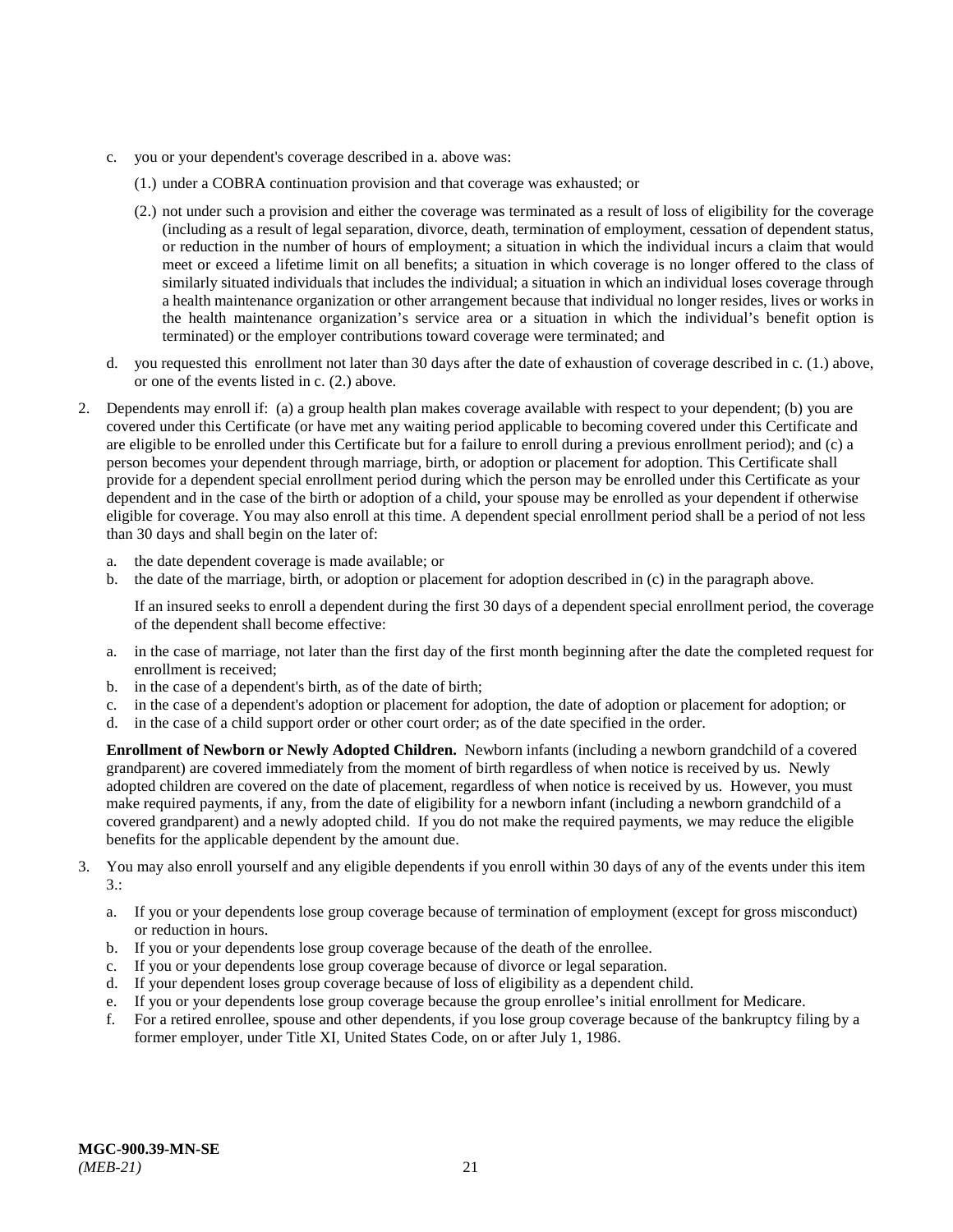c. you or your dependent's coverage described in a. above was:

   (1.) under a COBRA continuation provision and that coverage was exhausted; or

   (2.) not under such a provision and either the coverage was terminated as a result of loss of eligibility for the coverage (including as a result of legal separation, divorce, death, termination of employment, cessation of dependent status, or reduction in the number of hours of employment; a situation in which the individual incurs a claim that would meet or exceed a lifetime limit on all benefits; a situation in which coverage is no longer offered to the class of similarly situated individuals that includes the individual; a situation in which an individual loses coverage through a health maintenance organization or other arrangement because that individual no longer resides, lives or works in the health maintenance organization's service area or a situation in which the individual's benefit option is terminated) or the employer contributions toward coverage were terminated; and

d. you requested this enrollment not later than 30 days after the date of exhaustion of coverage described in c. (1.) above, or one of the events listed in c. (2.) above.

2. Dependents may enroll if: (a) a group health plan makes coverage available with respect to your dependent; (b) you are covered under this Certificate (or have met any waiting period applicable to becoming covered under this Certificate and are eligible to be enrolled under this Certificate but for a failure to enroll during a previous enrollment period); and (c) a person becomes your dependent through marriage, birth, or adoption or placement for adoption. This Certificate shall provide for a dependent special enrollment period during which the person may be enrolled under this Certificate as your dependent and in the case of the birth or adoption of a child, your spouse may be enrolled as your dependent if otherwise eligible for coverage. You may also enroll at this time. A dependent special enrollment period shall be a period of not less than 30 days and shall begin on the later of:

   a. the date dependent coverage is made available; or
   b. the date of the marriage, birth, or adoption or placement for adoption described in (c) in the paragraph above.

   If an insured seeks to enroll a dependent during the first 30 days of a dependent special enrollment period, the coverage of the dependent shall become effective:

   a. in the case of marriage, not later than the first day of the first month beginning after the date the completed request for enrollment is received;
   b. in the case of a dependent's birth, as of the date of birth;
   c. in the case of a dependent's adoption or placement for adoption, the date of adoption or placement for adoption; or
   d. in the case of a child support order or other court order; as of the date specified in the order.

   **Enrollment of Newborn or Newly Adopted Children.** Newborn infants (including a newborn grandchild of a covered grandparent) are covered immediately from the moment of birth regardless of when notice is received by us. Newly adopted children are covered on the date of placement, regardless of when notice is received by us. However, you must make required payments, if any, from the date of eligibility for a newborn infant (including a newborn grandchild of a covered grandparent) and a newly adopted child. If you do not make the required payments, we may reduce the eligible benefits for the applicable dependent by the amount due.

3. You may also enroll yourself and any eligible dependents if you enroll within 30 days of any of the events under this item 3.:

   a. If you or your dependents lose group coverage because of termination of employment (except for gross misconduct) or reduction in hours.
   b. If you or your dependents lose group coverage because of the death of the enrollee.
   c. If you or your dependents lose group coverage because of divorce or legal separation.
   d. If your dependent loses group coverage because of loss of eligibility as a dependent child.
   e. If you or your dependents lose group coverage because the group enrollee's initial enrollment for Medicare.
   f. For a retired enrollee, spouse and other dependents, if you lose group coverage because of the bankruptcy filing by a former employer, under Title XI, United States Code, on or after July 1, 1986.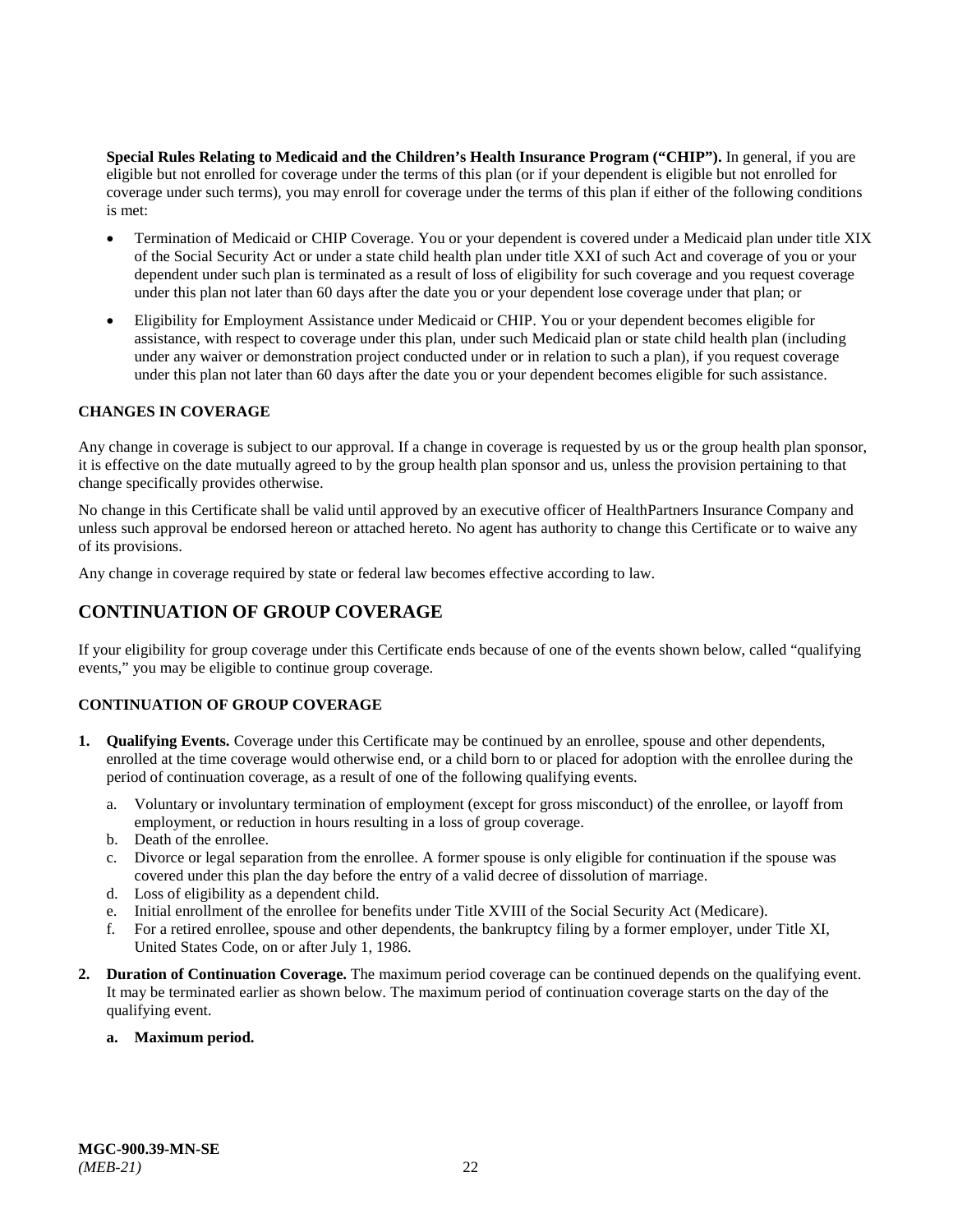**Special Rules Relating to Medicaid and the Children's Health Insurance Program ("CHIP").** In general, if you are eligible but not enrolled for coverage under the terms of this plan (or if your dependent is eligible but not enrolled for coverage under such terms), you may enroll for coverage under the terms of this plan if either of the following conditions is met:

- Termination of Medicaid or CHIP Coverage. You or your dependent is covered under a Medicaid plan under title XIX of the Social Security Act or under a state child health plan under title XXI of such Act and coverage of you or your dependent under such plan is terminated as a result of loss of eligibility for such coverage and you request coverage under this plan not later than 60 days after the date you or your dependent lose coverage under that plan; or
- Eligibility for Employment Assistance under Medicaid or CHIP. You or your dependent becomes eligible for assistance, with respect to coverage under this plan, under such Medicaid plan or state child health plan (including under any waiver or demonstration project conducted under or in relation to such a plan), if you request coverage under this plan not later than 60 days after the date you or your dependent becomes eligible for such assistance.

**CHANGES IN COVERAGE**

Any change in coverage is subject to our approval. If a change in coverage is requested by us or the group health plan sponsor, it is effective on the date mutually agreed to by the group health plan sponsor and us, unless the provision pertaining to that change specifically provides otherwise.

No change in this Certificate shall be valid until approved by an executive officer of HealthPartners Insurance Company and unless such approval be endorsed hereon or attached hereto. No agent has authority to change this Certificate or to waive any of its provisions.

Any change in coverage required by state or federal law becomes effective according to law.

## CONTINUATION OF GROUP COVERAGE

If your eligibility for group coverage under this Certificate ends because of one of the events shown below, called "qualifying events," you may be eligible to continue group coverage.

**CONTINUATION OF GROUP COVERAGE**

1. **Qualifying Events.** Coverage under this Certificate may be continued by an enrollee, spouse and other dependents, enrolled at the time coverage would otherwise end, or a child born to or placed for adoption with the enrollee during the period of continuation coverage, as a result of one of the following qualifying events.
   a. Voluntary or involuntary termination of employment (except for gross misconduct) of the enrollee, or layoff from employment, or reduction in hours resulting in a loss of group coverage.
   b. Death of the enrollee.
   c. Divorce or legal separation from the enrollee. A former spouse is only eligible for continuation if the spouse was covered under this plan the day before the entry of a valid decree of dissolution of marriage.
   d. Loss of eligibility as a dependent child.
   e. Initial enrollment of the enrollee for benefits under Title XVIII of the Social Security Act (Medicare).
   f. For a retired enrollee, spouse and other dependents, the bankruptcy filing by a former employer, under Title XI, United States Code, on or after July 1, 1986.
2. **Duration of Continuation Coverage.** The maximum period coverage can be continued depends on the qualifying event. It may be terminated earlier as shown below. The maximum period of continuation coverage starts on the day of the qualifying event.
   a. **Maximum period.**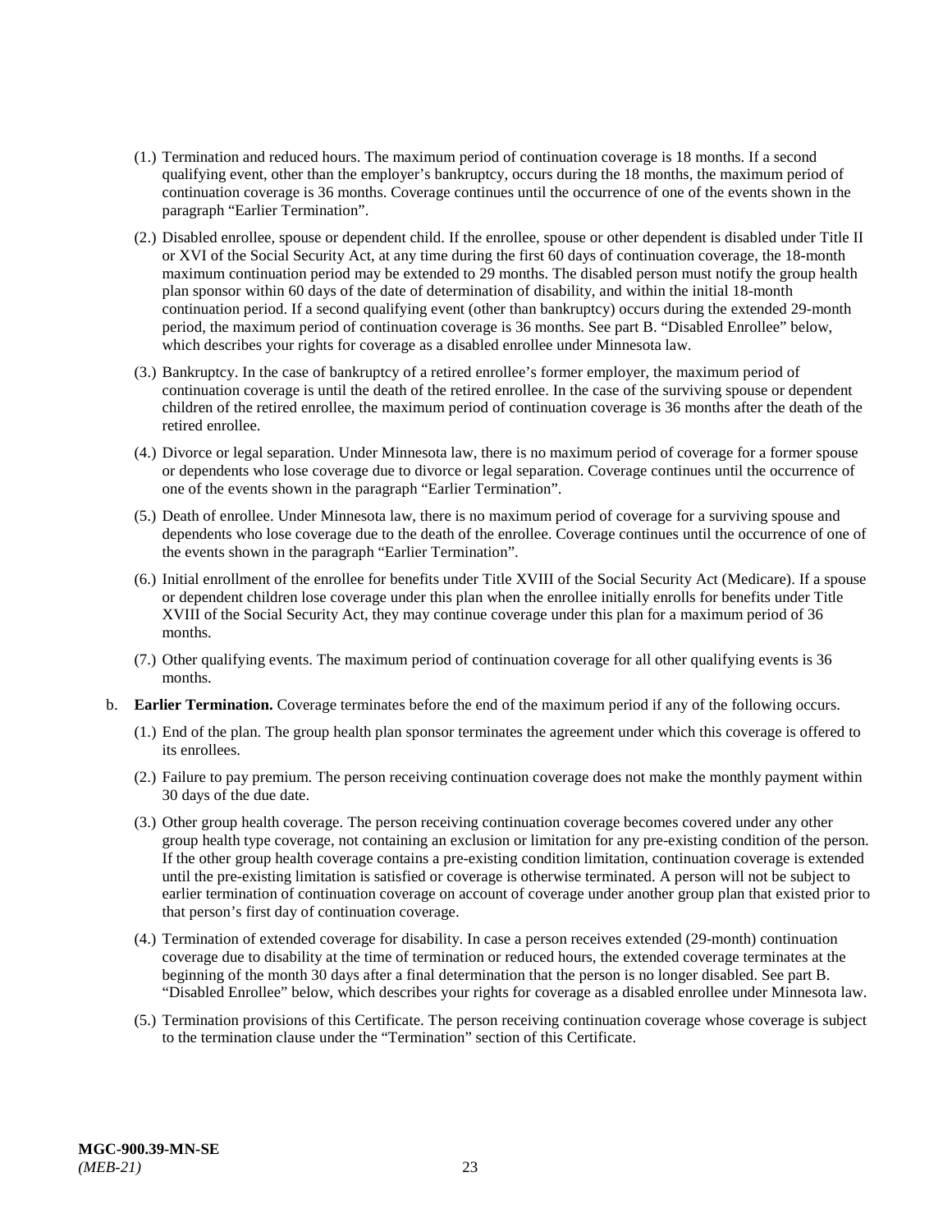(1.) Termination and reduced hours. The maximum period of continuation coverage is 18 months. If a second qualifying event, other than the employer's bankruptcy, occurs during the 18 months, the maximum period of continuation coverage is 36 months. Coverage continues until the occurrence of one of the events shown in the paragraph "Earlier Termination".

(2.) Disabled enrollee, spouse or dependent child. If the enrollee, spouse or other dependent is disabled under Title II or XVI of the Social Security Act, at any time during the first 60 days of continuation coverage, the 18-month maximum continuation period may be extended to 29 months. The disabled person must notify the group health plan sponsor within 60 days of the date of determination of disability, and within the initial 18-month continuation period. If a second qualifying event (other than bankruptcy) occurs during the extended 29-month period, the maximum period of continuation coverage is 36 months. See part B. "Disabled Enrollee" below, which describes your rights for coverage as a disabled enrollee under Minnesota law.

(3.) Bankruptcy. In the case of bankruptcy of a retired enrollee's former employer, the maximum period of continuation coverage is until the death of the retired enrollee. In the case of the surviving spouse or dependent children of the retired enrollee, the maximum period of continuation coverage is 36 months after the death of the retired enrollee.

(4.) Divorce or legal separation. Under Minnesota law, there is no maximum period of coverage for a former spouse or dependents who lose coverage due to divorce or legal separation. Coverage continues until the occurrence of one of the events shown in the paragraph "Earlier Termination".

(5.) Death of enrollee. Under Minnesota law, there is no maximum period of coverage for a surviving spouse and dependents who lose coverage due to the death of the enrollee. Coverage continues until the occurrence of one of the events shown in the paragraph "Earlier Termination".

(6.) Initial enrollment of the enrollee for benefits under Title XVIII of the Social Security Act (Medicare). If a spouse or dependent children lose coverage under this plan when the enrollee initially enrolls for benefits under Title XVIII of the Social Security Act, they may continue coverage under this plan for a maximum period of 36 months.

(7.) Other qualifying events. The maximum period of continuation coverage for all other qualifying events is 36 months.

b. **Earlier Termination.** Coverage terminates before the end of the maximum period if any of the following occurs.

(1.) End of the plan. The group health plan sponsor terminates the agreement under which this coverage is offered to its enrollees.

(2.) Failure to pay premium. The person receiving continuation coverage does not make the monthly payment within 30 days of the due date.

(3.) Other group health coverage. The person receiving continuation coverage becomes covered under any other group health type coverage, not containing an exclusion or limitation for any pre-existing condition of the person. If the other group health coverage contains a pre-existing condition limitation, continuation coverage is extended until the pre-existing limitation is satisfied or coverage is otherwise terminated. A person will not be subject to earlier termination of continuation coverage on account of coverage under another group plan that existed prior to that person's first day of continuation coverage.

(4.) Termination of extended coverage for disability. In case a person receives extended (29-month) continuation coverage due to disability at the time of termination or reduced hours, the extended coverage terminates at the beginning of the month 30 days after a final determination that the person is no longer disabled. See part B. "Disabled Enrollee" below, which describes your rights for coverage as a disabled enrollee under Minnesota law.

(5.) Termination provisions of this Certificate. The person receiving continuation coverage whose coverage is subject to the termination clause under the "Termination" section of this Certificate.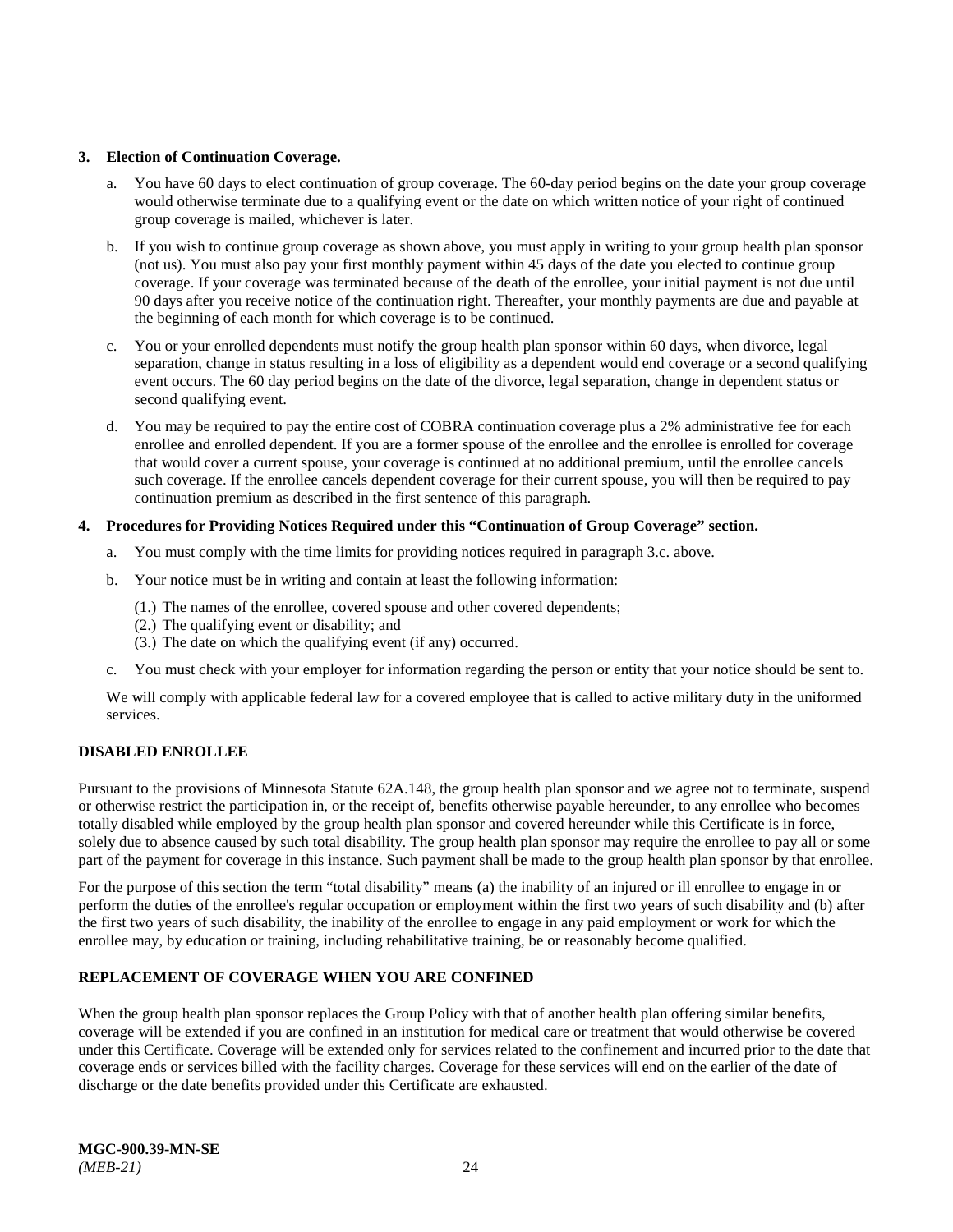**3. Election of Continuation Coverage.**

a. You have 60 days to elect continuation of group coverage. The 60-day period begins on the date your group coverage would otherwise terminate due to a qualifying event or the date on which written notice of your right of continued group coverage is mailed, whichever is later.

b. If you wish to continue group coverage as shown above, you must apply in writing to your group health plan sponsor (not us). You must also pay your first monthly payment within 45 days of the date you elected to continue group coverage. If your coverage was terminated because of the death of the enrollee, your initial payment is not due until 90 days after you receive notice of the continuation right. Thereafter, your monthly payments are due and payable at the beginning of each month for which coverage is to be continued.

c. You or your enrolled dependents must notify the group health plan sponsor within 60 days, when divorce, legal separation, change in status resulting in a loss of eligibility as a dependent would end coverage or a second qualifying event occurs. The 60 day period begins on the date of the divorce, legal separation, change in dependent status or second qualifying event.

d. You may be required to pay the entire cost of COBRA continuation coverage plus a 2% administrative fee for each enrollee and enrolled dependent. If you are a former spouse of the enrollee and the enrollee is enrolled for coverage that would cover a current spouse, your coverage is continued at no additional premium, until the enrollee cancels such coverage. If the enrollee cancels dependent coverage for their current spouse, you will then be required to pay continuation premium as described in the first sentence of this paragraph.

**4. Procedures for Providing Notices Required under this "Continuation of Group Coverage" section.**

a. You must comply with the time limits for providing notices required in paragraph 3.c. above.

b. Your notice must be in writing and contain at least the following information:

(1.) The names of the enrollee, covered spouse and other covered dependents;
(2.) The qualifying event or disability; and
(3.) The date on which the qualifying event (if any) occurred.

c. You must check with your employer for information regarding the person or entity that your notice should be sent to.

We will comply with applicable federal law for a covered employee that is called to active military duty in the uniformed services.

**DISABLED ENROLLEE**

Pursuant to the provisions of Minnesota Statute 62A.148, the group health plan sponsor and we agree not to terminate, suspend or otherwise restrict the participation in, or the receipt of, benefits otherwise payable hereunder, to any enrollee who becomes totally disabled while employed by the group health plan sponsor and covered hereunder while this Certificate is in force, solely due to absence caused by such total disability. The group health plan sponsor may require the enrollee to pay all or some part of the payment for coverage in this instance. Such payment shall be made to the group health plan sponsor by that enrollee.

For the purpose of this section the term "total disability" means (a) the inability of an injured or ill enrollee to engage in or perform the duties of the enrollee's regular occupation or employment within the first two years of such disability and (b) after the first two years of such disability, the inability of the enrollee to engage in any paid employment or work for which the enrollee may, by education or training, including rehabilitative training, be or reasonably become qualified.

**REPLACEMENT OF COVERAGE WHEN YOU ARE CONFINED**

When the group health plan sponsor replaces the Group Policy with that of another health plan offering similar benefits, coverage will be extended if you are confined in an institution for medical care or treatment that would otherwise be covered under this Certificate. Coverage will be extended only for services related to the confinement and incurred prior to the date that coverage ends or services billed with the facility charges. Coverage for these services will end on the earlier of the date of discharge or the date benefits provided under this Certificate are exhausted.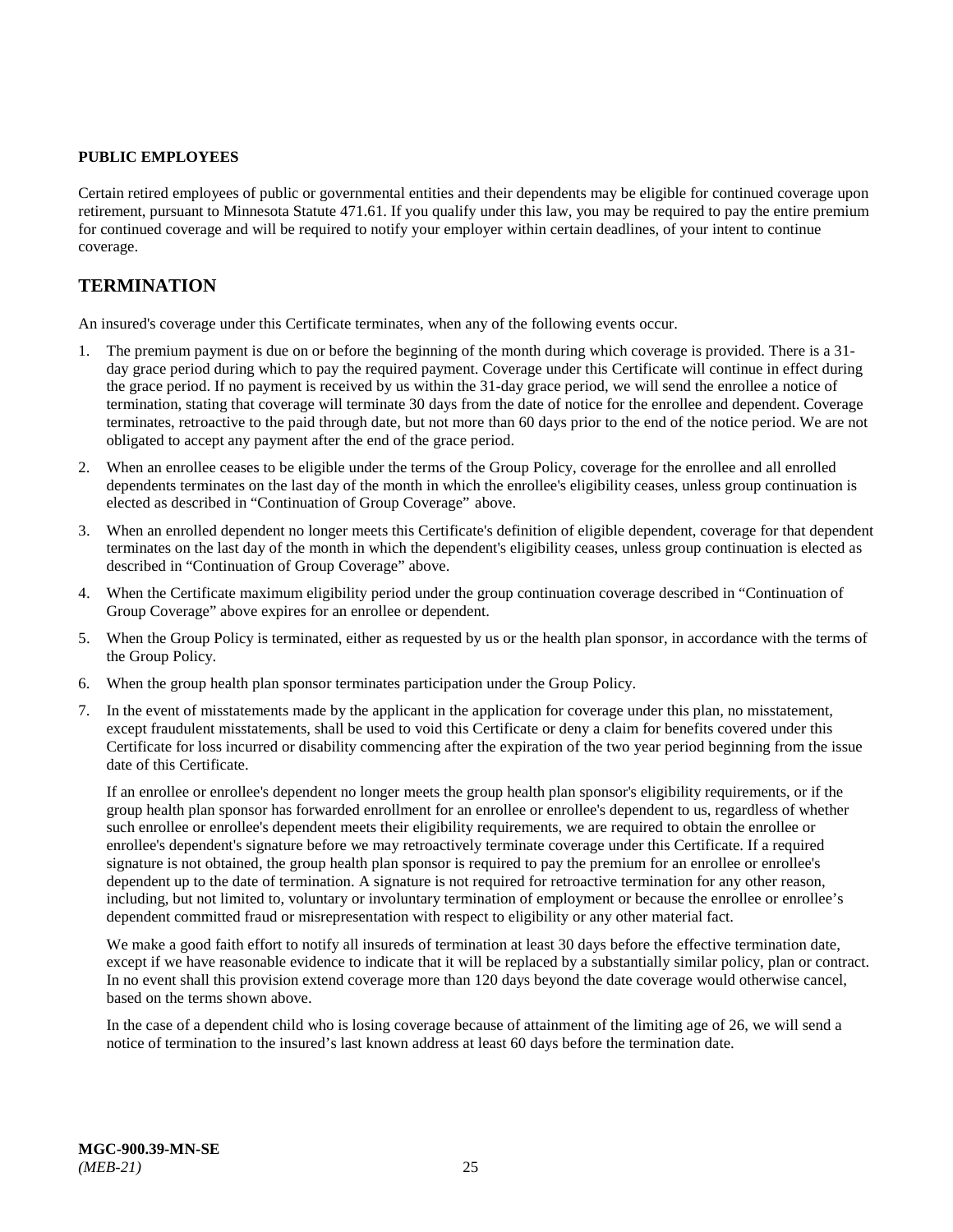**PUBLIC EMPLOYEES**

Certain retired employees of public or governmental entities and their dependents may be eligible for continued coverage upon retirement, pursuant to Minnesota Statute 471.61. If you qualify under this law, you may be required to pay the entire premium for continued coverage and will be required to notify your employer within certain deadlines, of your intent to continue coverage.

## TERMINATION

An insured's coverage under this Certificate terminates, when any of the following events occur.

1. The premium payment is due on or before the beginning of the month during which coverage is provided. There is a 31-day grace period during which to pay the required payment. Coverage under this Certificate will continue in effect during the grace period. If no payment is received by us within the 31-day grace period, we will send the enrollee a notice of termination, stating that coverage will terminate 30 days from the date of notice for the enrollee and dependent. Coverage terminates, retroactive to the paid through date, but not more than 60 days prior to the end of the notice period. We are not obligated to accept any payment after the end of the grace period.
2. When an enrollee ceases to be eligible under the terms of the Group Policy, coverage for the enrollee and all enrolled dependents terminates on the last day of the month in which the enrollee's eligibility ceases, unless group continuation is elected as described in "Continuation of Group Coverage" above.
3. When an enrolled dependent no longer meets this Certificate's definition of eligible dependent, coverage for that dependent terminates on the last day of the month in which the dependent's eligibility ceases, unless group continuation is elected as described in "Continuation of Group Coverage" above.
4. When the Certificate maximum eligibility period under the group continuation coverage described in "Continuation of Group Coverage" above expires for an enrollee or dependent.
5. When the Group Policy is terminated, either as requested by us or the health plan sponsor, in accordance with the terms of the Group Policy.
6. When the group health plan sponsor terminates participation under the Group Policy.
7. In the event of misstatements made by the applicant in the application for coverage under this plan, no misstatement, except fraudulent misstatements, shall be used to void this Certificate or deny a claim for benefits covered under this Certificate for loss incurred or disability commencing after the expiration of the two year period beginning from the issue date of this Certificate.

   If an enrollee or enrollee's dependent no longer meets the group health plan sponsor's eligibility requirements, or if the group health plan sponsor has forwarded enrollment for an enrollee or enrollee's dependent to us, regardless of whether such enrollee or enrollee's dependent meets their eligibility requirements, we are required to obtain the enrollee or enrollee's dependent's signature before we may retroactively terminate coverage under this Certificate. If a required signature is not obtained, the group health plan sponsor is required to pay the premium for an enrollee or enrollee's dependent up to the date of termination. A signature is not required for retroactive termination for any other reason, including, but not limited to, voluntary or involuntary termination of employment or because the enrollee or enrollee's dependent committed fraud or misrepresentation with respect to eligibility or any other material fact.

   We make a good faith effort to notify all insureds of termination at least 30 days before the effective termination date, except if we have reasonable evidence to indicate that it will be replaced by a substantially similar policy, plan or contract. In no event shall this provision extend coverage more than 120 days beyond the date coverage would otherwise cancel, based on the terms shown above.

   In the case of a dependent child who is losing coverage because of attainment of the limiting age of 26, we will send a notice of termination to the insured's last known address at least 60 days before the termination date.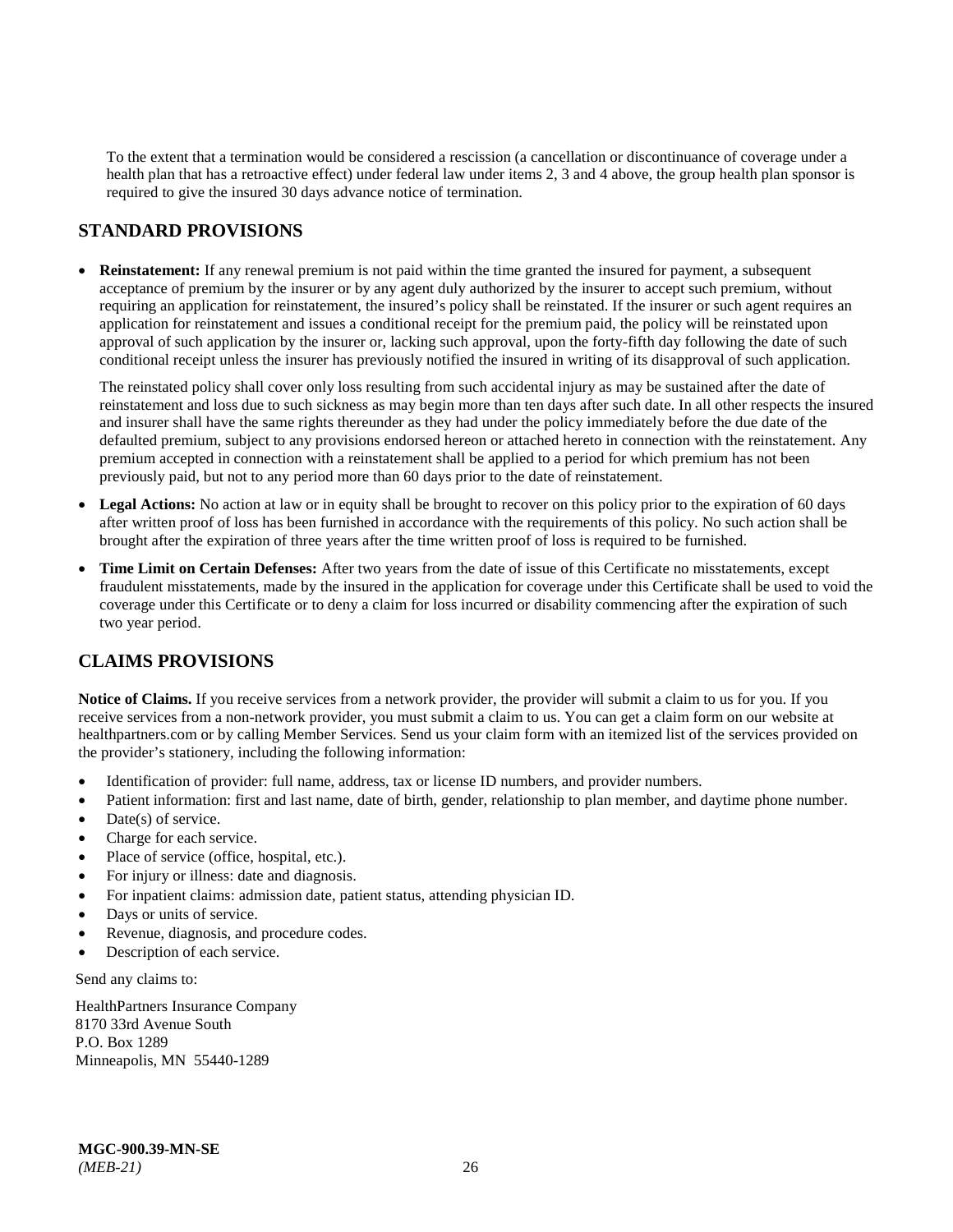To the extent that a termination would be considered a rescission (a cancellation or discontinuance of coverage under a health plan that has a retroactive effect) under federal law under items 2, 3 and 4 above, the group health plan sponsor is required to give the insured 30 days advance notice of termination.

## STANDARD PROVISIONS

- **Reinstatement:** If any renewal premium is not paid within the time granted the insured for payment, a subsequent acceptance of premium by the insurer or by any agent duly authorized by the insurer to accept such premium, without requiring an application for reinstatement, the insured's policy shall be reinstated. If the insurer or such agent requires an application for reinstatement and issues a conditional receipt for the premium paid, the policy will be reinstated upon approval of such application by the insurer or, lacking such approval, upon the forty-fifth day following the date of such conditional receipt unless the insurer has previously notified the insured in writing of its disapproval of such application.

  The reinstated policy shall cover only loss resulting from such accidental injury as may be sustained after the date of reinstatement and loss due to such sickness as may begin more than ten days after such date. In all other respects the insured and insurer shall have the same rights thereunder as they had under the policy immediately before the due date of the defaulted premium, subject to any provisions endorsed hereon or attached hereto in connection with the reinstatement. Any premium accepted in connection with a reinstatement shall be applied to a period for which premium has not been previously paid, but not to any period more than 60 days prior to the date of reinstatement.

- **Legal Actions:** No action at law or in equity shall be brought to recover on this policy prior to the expiration of 60 days after written proof of loss has been furnished in accordance with the requirements of this policy. No such action shall be brought after the expiration of three years after the time written proof of loss is required to be furnished.

- **Time Limit on Certain Defenses:** After two years from the date of issue of this Certificate no misstatements, except fraudulent misstatements, made by the insured in the application for coverage under this Certificate shall be used to void the coverage under this Certificate or to deny a claim for loss incurred or disability commencing after the expiration of such two year period.

## CLAIMS PROVISIONS

**Notice of Claims.** If you receive services from a network provider, the provider will submit a claim to us for you. If you receive services from a non-network provider, you must submit a claim to us. You can get a claim form on our website at healthpartners.com or by calling Member Services. Send us your claim form with an itemized list of the services provided on the provider's stationery, including the following information:

- Identification of provider: full name, address, tax or license ID numbers, and provider numbers.
- Patient information: first and last name, date of birth, gender, relationship to plan member, and daytime phone number.
- Date(s) of service.
- Charge for each service.
- Place of service (office, hospital, etc.).
- For injury or illness: date and diagnosis.
- For inpatient claims: admission date, patient status, attending physician ID.
- Days or units of service.
- Revenue, diagnosis, and procedure codes.
- Description of each service.

Send any claims to:

HealthPartners Insurance Company
8170 33rd Avenue South
P.O. Box 1289
Minneapolis, MN 55440-1289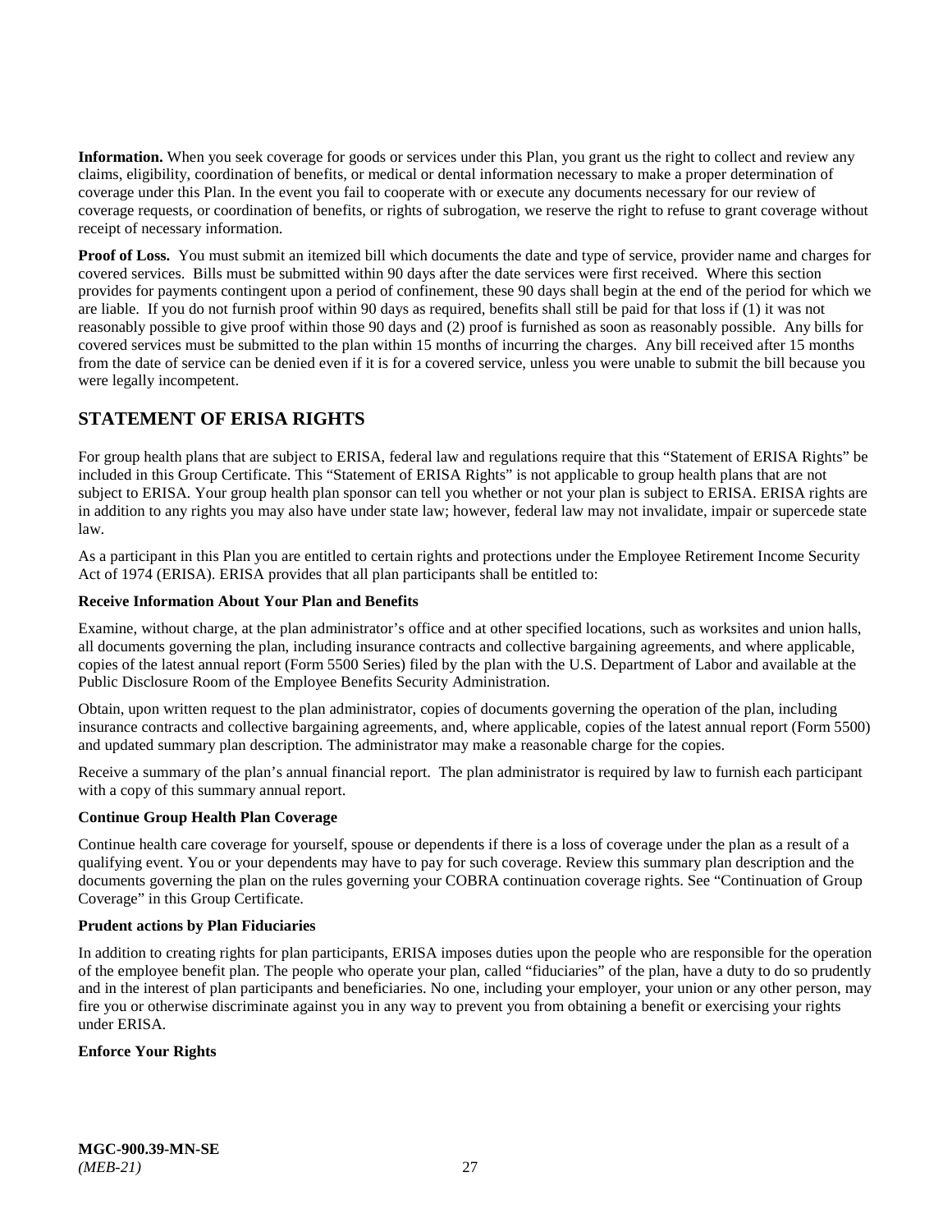**Information.** When you seek coverage for goods or services under this Plan, you grant us the right to collect and review any claims, eligibility, coordination of benefits, or medical or dental information necessary to make a proper determination of coverage under this Plan. In the event you fail to cooperate with or execute any documents necessary for our review of coverage requests, or coordination of benefits, or rights of subrogation, we reserve the right to refuse to grant coverage without receipt of necessary information.

**Proof of Loss.** You must submit an itemized bill which documents the date and type of service, provider name and charges for covered services. Bills must be submitted within 90 days after the date services were first received. Where this section provides for payments contingent upon a period of confinement, these 90 days shall begin at the end of the period for which we are liable. If you do not furnish proof within 90 days as required, benefits shall still be paid for that loss if (1) it was not reasonably possible to give proof within those 90 days and (2) proof is furnished as soon as reasonably possible. Any bills for covered services must be submitted to the plan within 15 months of incurring the charges. Any bill received after 15 months from the date of service can be denied even if it is for a covered service, unless you were unable to submit the bill because you were legally incompetent.

## STATEMENT OF ERISA RIGHTS

For group health plans that are subject to ERISA, federal law and regulations require that this "Statement of ERISA Rights" be included in this Group Certificate. This "Statement of ERISA Rights" is not applicable to group health plans that are not subject to ERISA. Your group health plan sponsor can tell you whether or not your plan is subject to ERISA. ERISA rights are in addition to any rights you may also have under state law; however, federal law may not invalidate, impair or supercede state law.

As a participant in this Plan you are entitled to certain rights and protections under the Employee Retirement Income Security Act of 1974 (ERISA). ERISA provides that all plan participants shall be entitled to:

**Receive Information About Your Plan and Benefits**

Examine, without charge, at the plan administrator's office and at other specified locations, such as worksites and union halls, all documents governing the plan, including insurance contracts and collective bargaining agreements, and where applicable, copies of the latest annual report (Form 5500 Series) filed by the plan with the U.S. Department of Labor and available at the Public Disclosure Room of the Employee Benefits Security Administration.

Obtain, upon written request to the plan administrator, copies of documents governing the operation of the plan, including insurance contracts and collective bargaining agreements, and, where applicable, copies of the latest annual report (Form 5500) and updated summary plan description. The administrator may make a reasonable charge for the copies.

Receive a summary of the plan's annual financial report. The plan administrator is required by law to furnish each participant with a copy of this summary annual report.

**Continue Group Health Plan Coverage**

Continue health care coverage for yourself, spouse or dependents if there is a loss of coverage under the plan as a result of a qualifying event. You or your dependents may have to pay for such coverage. Review this summary plan description and the documents governing the plan on the rules governing your COBRA continuation coverage rights. See "Continuation of Group Coverage" in this Group Certificate.

**Prudent actions by Plan Fiduciaries**

In addition to creating rights for plan participants, ERISA imposes duties upon the people who are responsible for the operation of the employee benefit plan. The people who operate your plan, called "fiduciaries" of the plan, have a duty to do so prudently and in the interest of plan participants and beneficiaries. No one, including your employer, your union or any other person, may fire you or otherwise discriminate against you in any way to prevent you from obtaining a benefit or exercising your rights under ERISA.

**Enforce Your Rights**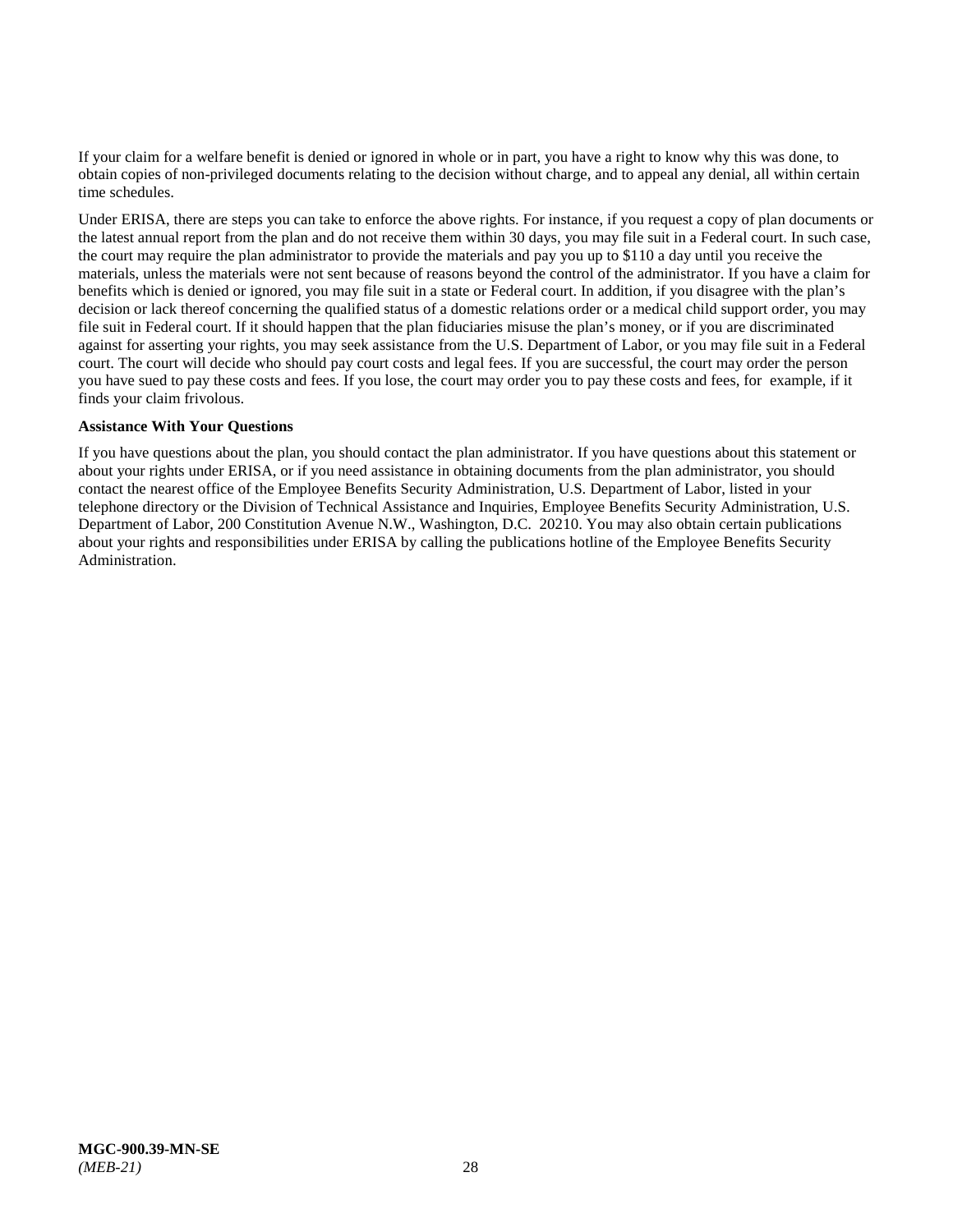If your claim for a welfare benefit is denied or ignored in whole or in part, you have a right to know why this was done, to obtain copies of non-privileged documents relating to the decision without charge, and to appeal any denial, all within certain time schedules.

Under ERISA, there are steps you can take to enforce the above rights. For instance, if you request a copy of plan documents or the latest annual report from the plan and do not receive them within 30 days, you may file suit in a Federal court. In such case, the court may require the plan administrator to provide the materials and pay you up to $110 a day until you receive the materials, unless the materials were not sent because of reasons beyond the control of the administrator. If you have a claim for benefits which is denied or ignored, you may file suit in a state or Federal court. In addition, if you disagree with the plan's decision or lack thereof concerning the qualified status of a domestic relations order or a medical child support order, you may file suit in Federal court. If it should happen that the plan fiduciaries misuse the plan's money, or if you are discriminated against for asserting your rights, you may seek assistance from the U.S. Department of Labor, or you may file suit in a Federal court. The court will decide who should pay court costs and legal fees. If you are successful, the court may order the person you have sued to pay these costs and fees. If you lose, the court may order you to pay these costs and fees, for example, if it finds your claim frivolous.

**Assistance With Your Questions**

If you have questions about the plan, you should contact the plan administrator. If you have questions about this statement or about your rights under ERISA, or if you need assistance in obtaining documents from the plan administrator, you should contact the nearest office of the Employee Benefits Security Administration, U.S. Department of Labor, listed in your telephone directory or the Division of Technical Assistance and Inquiries, Employee Benefits Security Administration, U.S. Department of Labor, 200 Constitution Avenue N.W., Washington, D.C. 20210. You may also obtain certain publications about your rights and responsibilities under ERISA by calling the publications hotline of the Employee Benefits Security Administration.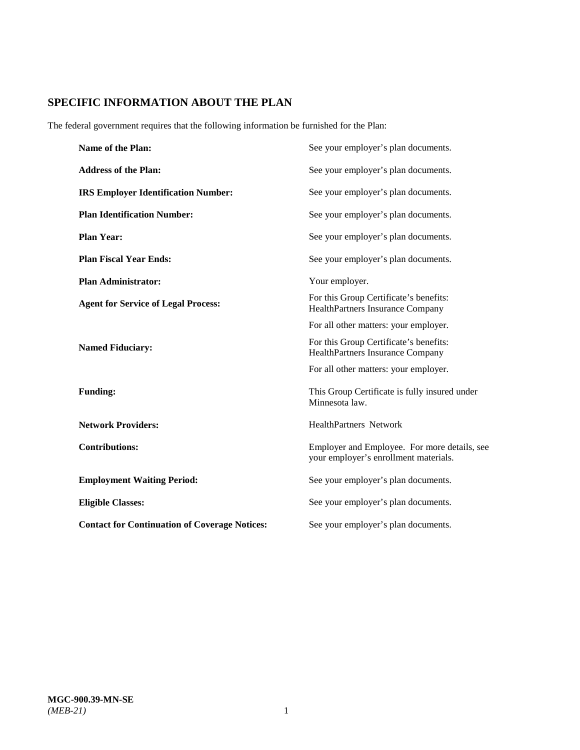## SPECIFIC INFORMATION ABOUT THE PLAN

The federal government requires that the following information be furnished for the Plan:

| | |
|---|---|
| **Name of the Plan:** | See your employer's plan documents. |
| **Address of the Plan:** | See your employer's plan documents. |
| **IRS Employer Identification Number:** | See your employer's plan documents. |
| **Plan Identification Number:** | See your employer's plan documents. |
| **Plan Year:** | See your employer's plan documents. |
| **Plan Fiscal Year Ends:** | See your employer's plan documents. |
| **Plan Administrator:** | Your employer. |
| **Agent for Service of Legal Process:** | For this Group Certificate's benefits: HealthPartners Insurance Company |
| | For all other matters: your employer. |
| **Named Fiduciary:** | For this Group Certificate's benefits: HealthPartners Insurance Company |
| | For all other matters: your employer. |
| **Funding:** | This Group Certificate is fully insured under Minnesota law. |
| **Network Providers:** | HealthPartners Network |
| **Contributions:** | Employer and Employee. For more details, see your employer's enrollment materials. |
| **Employment Waiting Period:** | See your employer's plan documents. |
| **Eligible Classes:** | See your employer's plan documents. |
| **Contact for Continuation of Coverage Notices:** | See your employer's plan documents. |

**MGC-900.39-MN-SE**
*(MEB-21)*